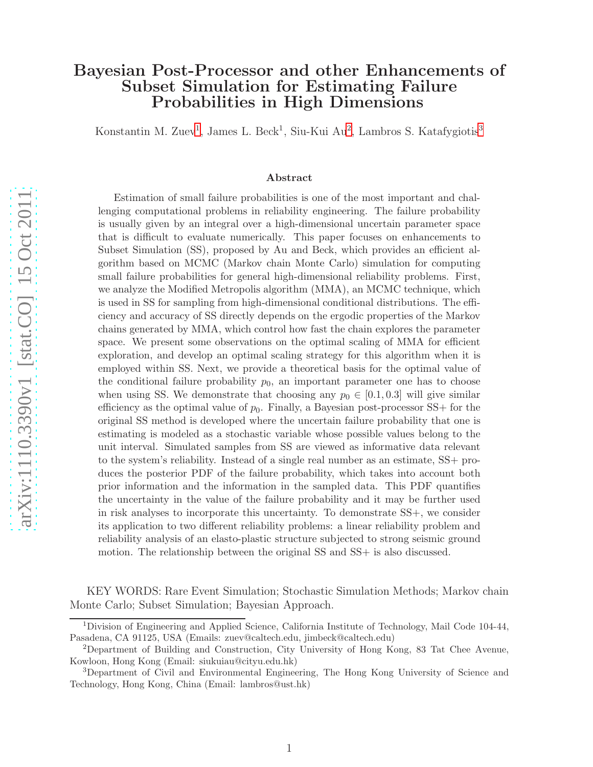# Bayesian Post-Processor and other Enhancements of Subset Simulation for Estimating Failure Probabilities in High Dimensions

Konstantin M. Zuev[1], James L. Beck[1], Siu-Kui Au[2], Lambros S. Katafygiotis[3]

## Abstract

Estimation of small failure probabilities is one of the most important and challenging computational problems in reliability engineering. The failure probability is usually given by an integral over a high-dimensional uncertain parameter space that is difficult to evaluate numerically. This paper focuses on enhancements to Subset Simulation (SS), proposed by Au and Beck, which provides an efficient algorithm based on MCMC (Markov chain Monte Carlo) simulation for computing small failure probabilities for general high-dimensional reliability problems. First, we analyze the Modified Metropolis algorithm (MMA), an MCMC technique, which is used in SS for sampling from high-dimensional conditional distributions. The efficiency and accuracy of SS directly depends on the ergodic properties of the Markov chains generated by MMA, which control how fast the chain explores the parameter space. We present some observations on the optimal scaling of MMA for efficient exploration, and develop an optimal scaling strategy for this algorithm when it is employed within SS. Next, we provide a theoretical basis for the optimal value of the conditional failure probability $p_0$, an important parameter one has to choose when using SS. We demonstrate that choosing any $p_0 \in [0.1, 0.3]$ will give similar efficiency as the optimal value of $p_0$. Finally, a Bayesian post-processor SS+ for the original SS method is developed where the uncertain failure probability that one is estimating is modeled as a stochastic variable whose possible values belong to the unit interval. Simulated samples from SS are viewed as informative data relevant to the system's reliability. Instead of a single real number as an estimate, SS+ produces the posterior PDF of the failure probability, which takes into account both prior information and the information in the sampled data. This PDF quantifies the uncertainty in the value of the failure probability and it may be further used in risk analyses to incorporate this uncertainty. To demonstrate SS+, we consider its application to two different reliability problems: a linear reliability problem and reliability analysis of an elasto-plastic structure subjected to strong seismic ground motion. The relationship between the original SS and SS+ is also discussed.

KEY WORDS: Rare Event Simulation; Stochastic Simulation Methods; Markov chain Monte Carlo; Subset Simulation; Bayesian Approach.

---

[1]Division of Engineering and Applied Science, California Institute of Technology, Mail Code 104-44, Pasadena, CA 91125, USA (Emails: zuev@caltech.edu, jimbeck@caltech.edu)

[2]Department of Building and Construction, City University of Hong Kong, 83 Tat Chee Avenue, Kowloon, Hong Kong (Email: siukuiau@cityu.edu.hk)

[3]Department of Civil and Environmental Engineering, The Hong Kong University of Science and Technology, Hong Kong, China (Email: lambros@ust.hk)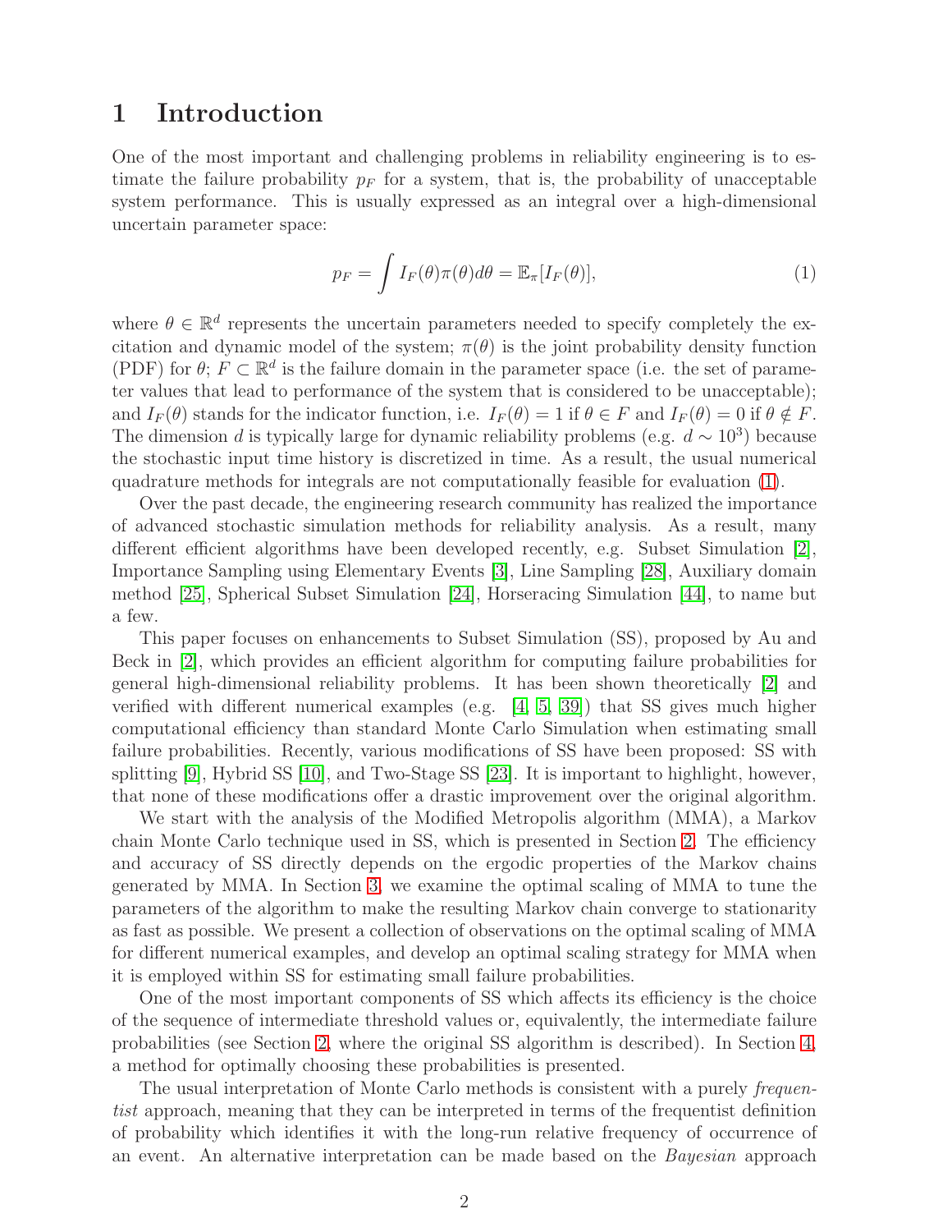# 1 Introduction

One of the most important and challenging problems in reliability engineering is to estimate the failure probability $p_F$ for a system, that is, the probability of unacceptable system performance. This is usually expressed as an integral over a high-dimensional uncertain parameter space:

$$p_F = \int I_F(\theta)\pi(\theta)d\theta = \mathbb{E}_\pi[I_F(\theta)], \tag{1}$$

where $\theta \in \mathbb{R}^d$ represents the uncertain parameters needed to specify completely the excitation and dynamic model of the system; $\pi(\theta)$ is the joint probability density function (PDF) for $\theta$; $F \subset \mathbb{R}^d$ is the failure domain in the parameter space (i.e. the set of parameter values that lead to performance of the system that is considered to be unacceptable); and $I_F(\theta)$ stands for the indicator function, i.e. $I_F(\theta) = 1$ if $\theta \in F$ and $I_F(\theta) = 0$ if $\theta \notin F$. The dimension $d$ is typically large for dynamic reliability problems (e.g. $d \sim 10^3$) because the stochastic input time history is discretized in time. As a result, the usual numerical quadrature methods for integrals are not computationally feasible for evaluation (1).

Over the past decade, the engineering research community has realized the importance of advanced stochastic simulation methods for reliability analysis. As a result, many different efficient algorithms have been developed recently, e.g. Subset Simulation [2], Importance Sampling using Elementary Events [3], Line Sampling [28], Auxiliary domain method [25], Spherical Subset Simulation [24], Horseracing Simulation [44], to name but a few.

This paper focuses on enhancements to Subset Simulation (SS), proposed by Au and Beck in [2], which provides an efficient algorithm for computing failure probabilities for general high-dimensional reliability problems. It has been shown theoretically [2] and verified with different numerical examples (e.g. [4, 5, 39]) that SS gives much higher computational efficiency than standard Monte Carlo Simulation when estimating small failure probabilities. Recently, various modifications of SS have been proposed: SS with splitting [9], Hybrid SS [10], and Two-Stage SS [23]. It is important to highlight, however, that none of these modifications offer a drastic improvement over the original algorithm.

We start with the analysis of the Modified Metropolis algorithm (MMA), a Markov chain Monte Carlo technique used in SS, which is presented in Section 2. The efficiency and accuracy of SS directly depends on the ergodic properties of the Markov chains generated by MMA. In Section 3, we examine the optimal scaling of MMA to tune the parameters of the algorithm to make the resulting Markov chain converge to stationarity as fast as possible. We present a collection of observations on the optimal scaling of MMA for different numerical examples, and develop an optimal scaling strategy for MMA when it is employed within SS for estimating small failure probabilities.

One of the most important components of SS which affects its efficiency is the choice of the sequence of intermediate threshold values or, equivalently, the intermediate failure probabilities (see Section 2, where the original SS algorithm is described). In Section 4, a method for optimally choosing these probabilities is presented.

The usual interpretation of Monte Carlo methods is consistent with a purely *frequentist* approach, meaning that they can be interpreted in terms of the frequentist definition of probability which identifies it with the long-run relative frequency of occurrence of an event. An alternative interpretation can be made based on the *Bayesian* approach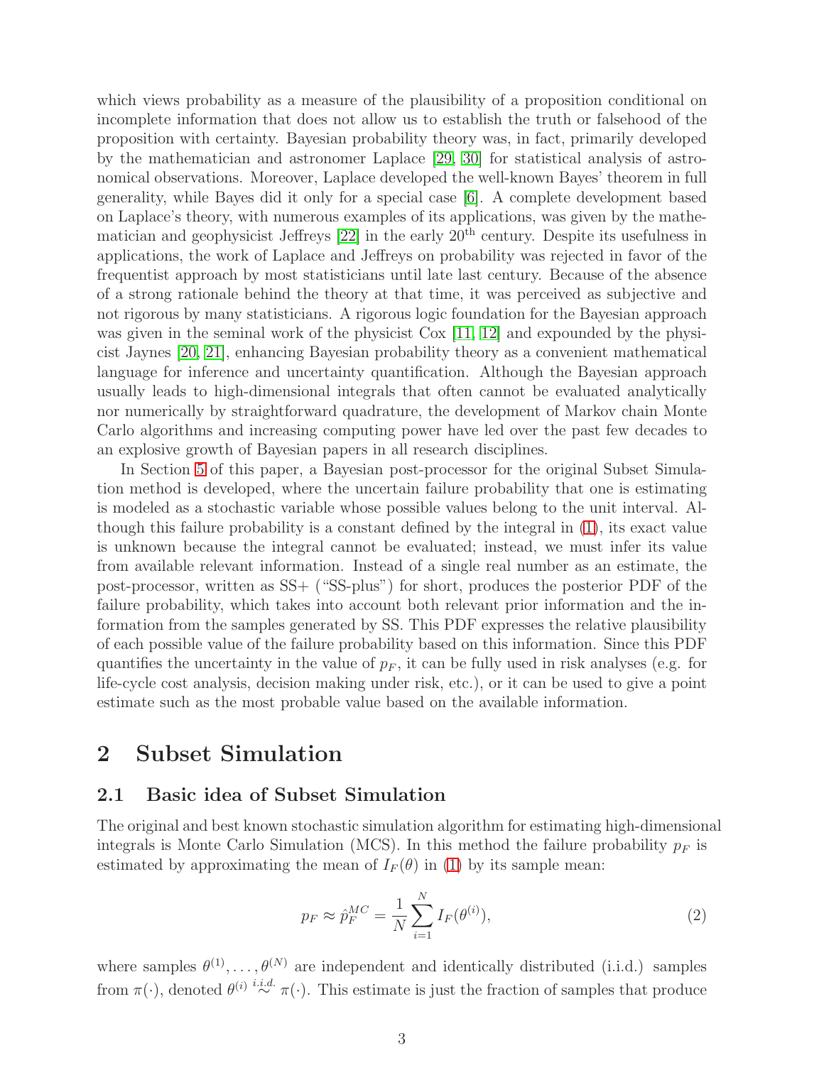which views probability as a measure of the plausibility of a proposition conditional on incomplete information that does not allow us to establish the truth or falsehood of the proposition with certainty. Bayesian probability theory was, in fact, primarily developed by the mathematician and astronomer Laplace [29, 30] for statistical analysis of astronomical observations. Moreover, Laplace developed the well-known Bayes' theorem in full generality, while Bayes did it only for a special case [6]. A complete development based on Laplace's theory, with numerous examples of its applications, was given by the mathematician and geophysicist Jeffreys [22] in the early 20th century. Despite its usefulness in applications, the work of Laplace and Jeffreys on probability was rejected in favor of the frequentist approach by most statisticians until late last century. Because of the absence of a strong rationale behind the theory at that time, it was perceived as subjective and not rigorous by many statisticians. A rigorous logic foundation for the Bayesian approach was given in the seminal work of the physicist Cox [11, 12] and expounded by the physicist Jaynes [20, 21], enhancing Bayesian probability theory as a convenient mathematical language for inference and uncertainty quantification. Although the Bayesian approach usually leads to high-dimensional integrals that often cannot be evaluated analytically nor numerically by straightforward quadrature, the development of Markov chain Monte Carlo algorithms and increasing computing power have led over the past few decades to an explosive growth of Bayesian papers in all research disciplines.

In Section 5 of this paper, a Bayesian post-processor for the original Subset Simulation method is developed, where the uncertain failure probability that one is estimating is modeled as a stochastic variable whose possible values belong to the unit interval. Although this failure probability is a constant defined by the integral in (1), its exact value is unknown because the integral cannot be evaluated; instead, we must infer its value from available relevant information. Instead of a single real number as an estimate, the post-processor, written as SS+ ("SS-plus") for short, produces the posterior PDF of the failure probability, which takes into account both relevant prior information and the information from the samples generated by SS. This PDF expresses the relative plausibility of each possible value of the failure probability based on this information. Since this PDF quantifies the uncertainty in the value of $p_F$, it can be fully used in risk analyses (e.g. for life-cycle cost analysis, decision making under risk, etc.), or it can be used to give a point estimate such as the most probable value based on the available information.

# 2 Subset Simulation

## 2.1 Basic idea of Subset Simulation

The original and best known stochastic simulation algorithm for estimating high-dimensional integrals is Monte Carlo Simulation (MCS). In this method the failure probability $p_F$ is estimated by approximating the mean of $I_F(\theta)$ in (1) by its sample mean:

$$p_F \approx \hat{p}_F^{MC} = \frac{1}{N}\sum_{i=1}^{N} I_F(\theta^{(i)}), \tag{2}$$

where samples $\theta^{(1)}, \ldots, \theta^{(N)}$ are independent and identically distributed (i.i.d.) samples from $\pi(\cdot)$, denoted $\theta^{(i)} \overset{i.i.d.}{\sim} \pi(\cdot)$. This estimate is just the fraction of samples that produce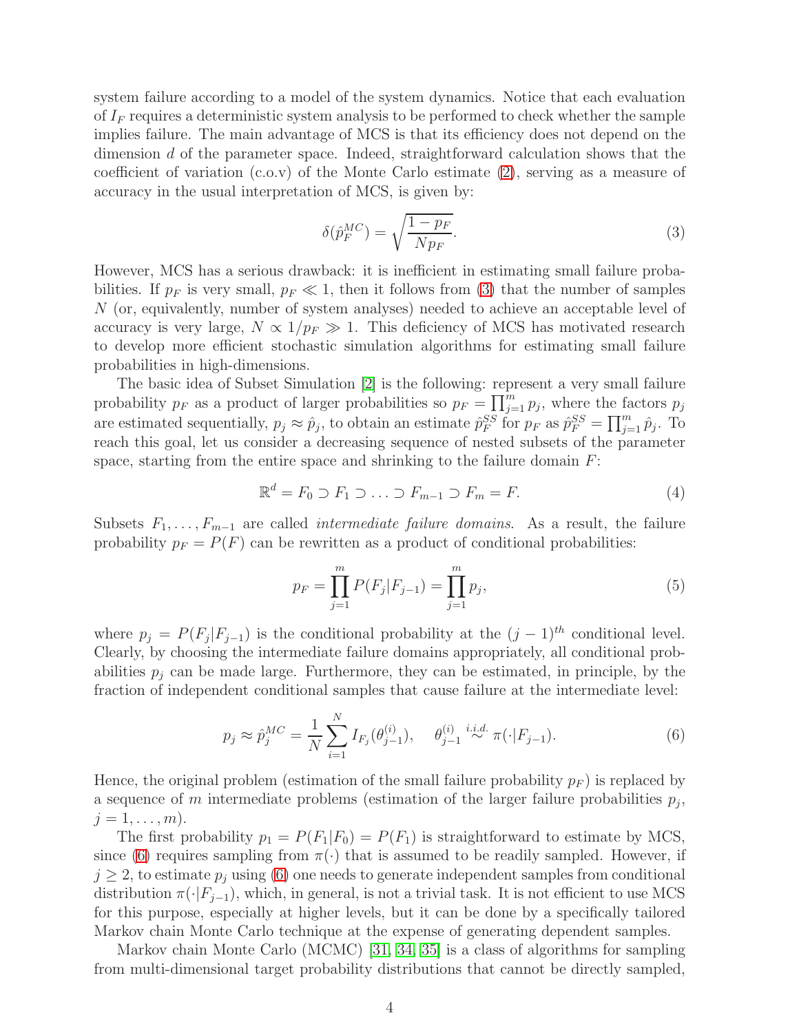system failure according to a model of the system dynamics. Notice that each evaluation of $I_F$ requires a deterministic system analysis to be performed to check whether the sample implies failure. The main advantage of MCS is that its efficiency does not depend on the dimension $d$ of the parameter space. Indeed, straightforward calculation shows that the coefficient of variation (c.o.v) of the Monte Carlo estimate (2), serving as a measure of accuracy in the usual interpretation of MCS, is given by:

$$\delta(\hat{p}_F^{MC}) = \sqrt{\frac{1 - p_F}{N p_F}}. \tag{3}$$

However, MCS has a serious drawback: it is inefficient in estimating small failure probabilities. If $p_F$ is very small, $p_F \ll 1$, then it follows from (3) that the number of samples $N$ (or, equivalently, number of system analyses) needed to achieve an acceptable level of accuracy is very large, $N \propto 1/p_F \gg 1$. This deficiency of MCS has motivated research to develop more efficient stochastic simulation algorithms for estimating small failure probabilities in high-dimensions.

The basic idea of Subset Simulation [2] is the following: represent a very small failure probability $p_F$ as a product of larger probabilities so $p_F = \prod_{j=1}^{m} p_j$, where the factors $p_j$ are estimated sequentially, $p_j \approx \hat{p}_j$, to obtain an estimate $\hat{p}_F^{SS}$ for $p_F$ as $\hat{p}_F^{SS} = \prod_{j=1}^{m} \hat{p}_j$. To reach this goal, let us consider a decreasing sequence of nested subsets of the parameter space, starting from the entire space and shrinking to the failure domain $F$:

$$\mathbb{R}^d = F_0 \supset F_1 \supset \ldots \supset F_{m-1} \supset F_m = F. \tag{4}$$

Subsets $F_1, \ldots, F_{m-1}$ are called *intermediate failure domains*. As a result, the failure probability $p_F = P(F)$ can be rewritten as a product of conditional probabilities:

$$p_F = \prod_{j=1}^{m} P(F_j | F_{j-1}) = \prod_{j=1}^{m} p_j, \tag{5}$$

where $p_j = P(F_j | F_{j-1})$ is the conditional probability at the $(j-1)^{th}$ conditional level. Clearly, by choosing the intermediate failure domains appropriately, all conditional probabilities $p_j$ can be made large. Furthermore, they can be estimated, in principle, by the fraction of independent conditional samples that cause failure at the intermediate level:

$$p_j \approx \hat{p}_j^{MC} = \frac{1}{N} \sum_{i=1}^{N} I_{F_j}(\theta_{j-1}^{(i)}), \quad \theta_{j-1}^{(i)} \overset{i.i.d.}{\sim} \pi(\cdot | F_{j-1}). \tag{6}$$

Hence, the original problem (estimation of the small failure probability $p_F$) is replaced by a sequence of $m$ intermediate problems (estimation of the larger failure probabilities $p_j$, $j = 1, \ldots, m$).

The first probability $p_1 = P(F_1 | F_0) = P(F_1)$ is straightforward to estimate by MCS, since (6) requires sampling from $\pi(\cdot)$ that is assumed to be readily sampled. However, if $j \geq 2$, to estimate $p_j$ using (6) one needs to generate independent samples from conditional distribution $\pi(\cdot | F_{j-1})$, which, in general, is not a trivial task. It is not efficient to use MCS for this purpose, especially at higher levels, but it can be done by a specifically tailored Markov chain Monte Carlo technique at the expense of generating dependent samples.

Markov chain Monte Carlo (MCMC) [31, 34, 35] is a class of algorithms for sampling from multi-dimensional target probability distributions that cannot be directly sampled,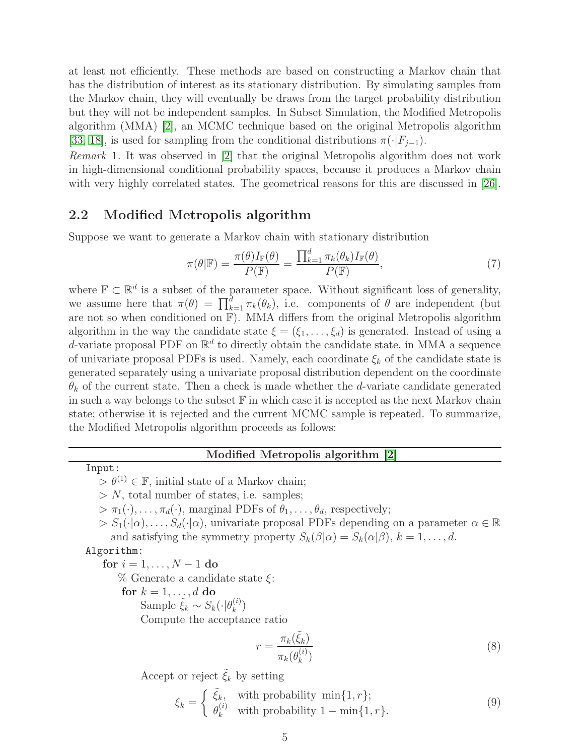at least not efficiently. These methods are based on constructing a Markov chain that has the distribution of interest as its stationary distribution. By simulating samples from the Markov chain, they will eventually be draws from the target probability distribution but they will not be independent samples. In Subset Simulation, the Modified Metropolis algorithm (MMA) [2], an MCMC technique based on the original Metropolis algorithm [33, 18], is used for sampling from the conditional distributions $\pi(\cdot|F_{j-1})$.

*Remark* 1. It was observed in [2] that the original Metropolis algorithm does not work in high-dimensional conditional probability spaces, because it produces a Markov chain with very highly correlated states. The geometrical reasons for this are discussed in [26].

## 2.2 Modified Metropolis algorithm

Suppose we want to generate a Markov chain with stationary distribution

$$\pi(\theta|\mathbb{F}) = \frac{\pi(\theta)I_{\mathbb{F}}(\theta)}{P(\mathbb{F})} = \frac{\prod_{k=1}^{d}\pi_k(\theta_k)I_{\mathbb{F}}(\theta)}{P(\mathbb{F})}, \tag{7}$$

where $\mathbb{F} \subset \mathbb{R}^d$ is a subset of the parameter space. Without significant loss of generality, we assume here that $\pi(\theta) = \prod_{k=1}^{d}\pi_k(\theta_k)$, i.e. components of $\theta$ are independent (but are not so when conditioned on $\mathbb{F}$). MMA differs from the original Metropolis algorithm algorithm in the way the candidate state $\xi = (\xi_1, \ldots, \xi_d)$ is generated. Instead of using a $d$-variate proposal PDF on $\mathbb{R}^d$ to directly obtain the candidate state, in MMA a sequence of univariate proposal PDFs is used. Namely, each coordinate $\xi_k$ of the candidate state is generated separately using a univariate proposal distribution dependent on the coordinate $\theta_k$ of the current state. Then a check is made whether the $d$-variate candidate generated in such a way belongs to the subset $\mathbb{F}$ in which case it is accepted as the next Markov chain state; otherwise it is rejected and the current MCMC sample is repeated. To summarize, the Modified Metropolis algorithm proceeds as follows:

**Modified Metropolis algorithm [2]**

`Input:`

- ▷ $\theta^{(1)} \in \mathbb{F}$, initial state of a Markov chain;
- ▷ $N$, total number of states, i.e. samples;
- ▷ $\pi_1(\cdot), \ldots, \pi_d(\cdot)$, marginal PDFs of $\theta_1, \ldots, \theta_d$, respectively;
- ▷ $S_1(\cdot|\alpha), \ldots, S_d(\cdot|\alpha)$, univariate proposal PDFs depending on a parameter $\alpha \in \mathbb{R}$ and satisfying the symmetry property $S_k(\beta|\alpha) = S_k(\alpha|\beta)$, $k = 1, \ldots, d$.

`Algorithm:`

**for** $i = 1, \ldots, N-1$ **do**

% Generate a candidate state $\xi$:

**for** $k = 1, \ldots, d$ **do**

Sample $\tilde{\xi}_k \sim S_k(\cdot|\theta_k^{(i)})$

Compute the acceptance ratio

$$r = \frac{\pi_k(\tilde{\xi}_k)}{\pi_k(\theta_k^{(i)})} \tag{8}$$

Accept or reject $\tilde{\xi}_k$ by setting

$$\xi_k = \begin{cases} \tilde{\xi}_k, & \text{with probability } \min\{1, r\}; \\ \theta_k^{(i)} & \text{with probability } 1 - \min\{1, r\}. \end{cases} \tag{9}$$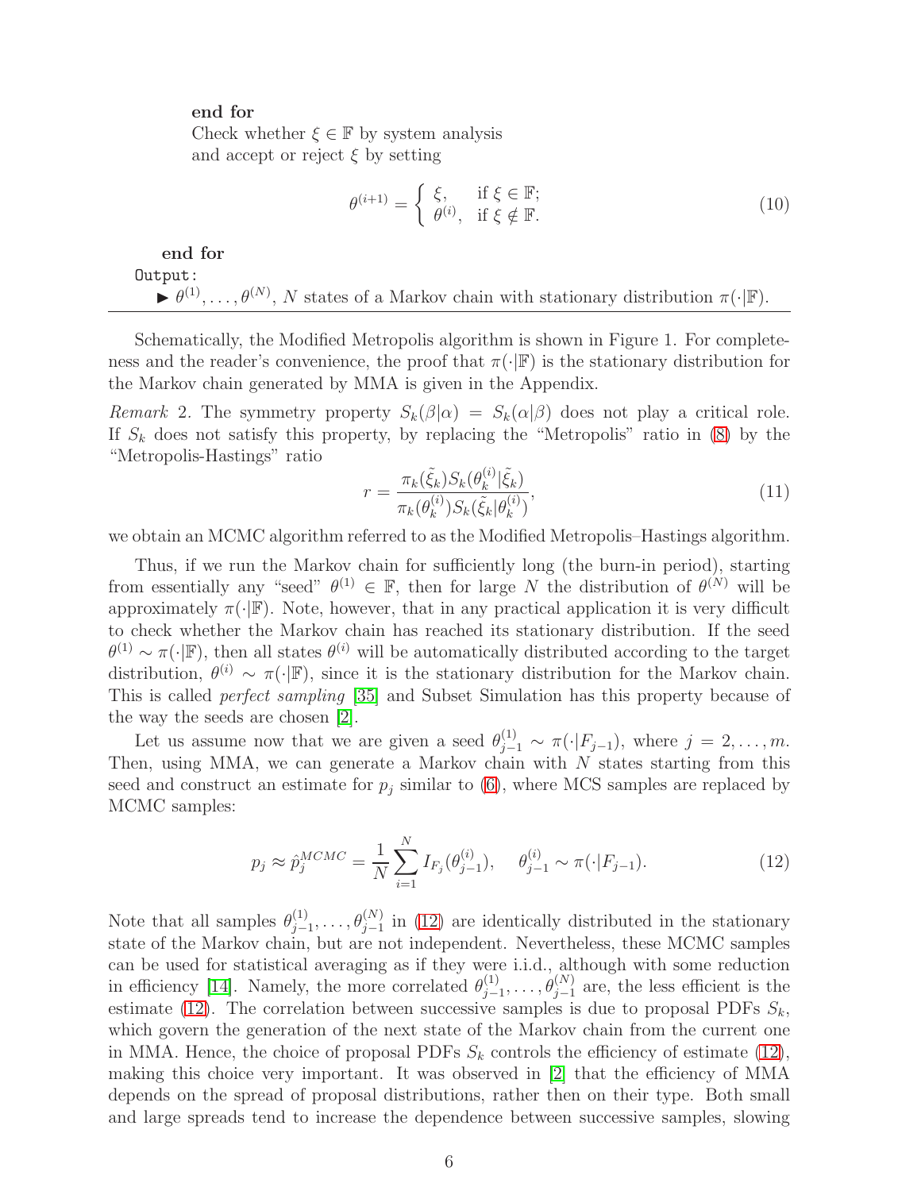**end for**

Check whether $\xi \in \mathbb{F}$ by system analysis
and accept or reject $\xi$ by setting

$$\theta^{(i+1)} = \begin{cases} \xi, & \text{if } \xi \in \mathbb{F}; \\ \theta^{(i)}, & \text{if } \xi \notin \mathbb{F}. \end{cases} \tag{10}$$

**end for**

`Output:`

► $\theta^{(1)}, \dots, \theta^{(N)}$, $N$ states of a Markov chain with stationary distribution $\pi(\cdot|\mathbb{F})$.

---

Schematically, the Modified Metropolis algorithm is shown in Figure 1. For completeness and the reader's convenience, the proof that $\pi(\cdot|\mathbb{F})$ is the stationary distribution for the Markov chain generated by MMA is given in the Appendix.

*Remark* 2. The symmetry property $S_k(\beta|\alpha) = S_k(\alpha|\beta)$ does not play a critical role. If $S_k$ does not satisfy this property, by replacing the "Metropolis" ratio in (8) by the "Metropolis-Hastings" ratio

$$r = \frac{\pi_k(\tilde{\xi}_k) S_k(\theta_k^{(i)}|\tilde{\xi}_k)}{\pi_k(\theta_k^{(i)}) S_k(\tilde{\xi}_k|\theta_k^{(i)})}, \tag{11}$$

we obtain an MCMC algorithm referred to as the Modified Metropolis–Hastings algorithm.

Thus, if we run the Markov chain for sufficiently long (the burn-in period), starting from essentially any "seed" $\theta^{(1)} \in \mathbb{F}$, then for large $N$ the distribution of $\theta^{(N)}$ will be approximately $\pi(\cdot|\mathbb{F})$. Note, however, that in any practical application it is very difficult to check whether the Markov chain has reached its stationary distribution. If the seed $\theta^{(1)} \sim \pi(\cdot|\mathbb{F})$, then all states $\theta^{(i)}$ will be automatically distributed according to the target distribution, $\theta^{(i)} \sim \pi(\cdot|\mathbb{F})$, since it is the stationary distribution for the Markov chain. This is called *perfect sampling* [35] and Subset Simulation has this property because of the way the seeds are chosen [2].

Let us assume now that we are given a seed $\theta_{j-1}^{(1)} \sim \pi(\cdot|F_{j-1})$, where $j = 2, \dots, m$. Then, using MMA, we can generate a Markov chain with $N$ states starting from this seed and construct an estimate for $p_j$ similar to (6), where MCS samples are replaced by MCMC samples:

$$p_j \approx \hat{p}_j^{MCMC} = \frac{1}{N} \sum_{i=1}^{N} I_{F_j}(\theta_{j-1}^{(i)}), \quad \theta_{j-1}^{(i)} \sim \pi(\cdot|F_{j-1}). \tag{12}$$

Note that all samples $\theta_{j-1}^{(1)}, \dots, \theta_{j-1}^{(N)}$ in (12) are identically distributed in the stationary state of the Markov chain, but are not independent. Nevertheless, these MCMC samples can be used for statistical averaging as if they were i.i.d., although with some reduction in efficiency [14]. Namely, the more correlated $\theta_{j-1}^{(1)}, \dots, \theta_{j-1}^{(N)}$ are, the less efficient is the estimate (12). The correlation between successive samples is due to proposal PDFs $S_k$, which govern the generation of the next state of the Markov chain from the current one in MMA. Hence, the choice of proposal PDFs $S_k$ controls the efficiency of estimate (12), making this choice very important. It was observed in [2] that the efficiency of MMA depends on the spread of proposal distributions, rather then on their type. Both small and large spreads tend to increase the dependence between successive samples, slowing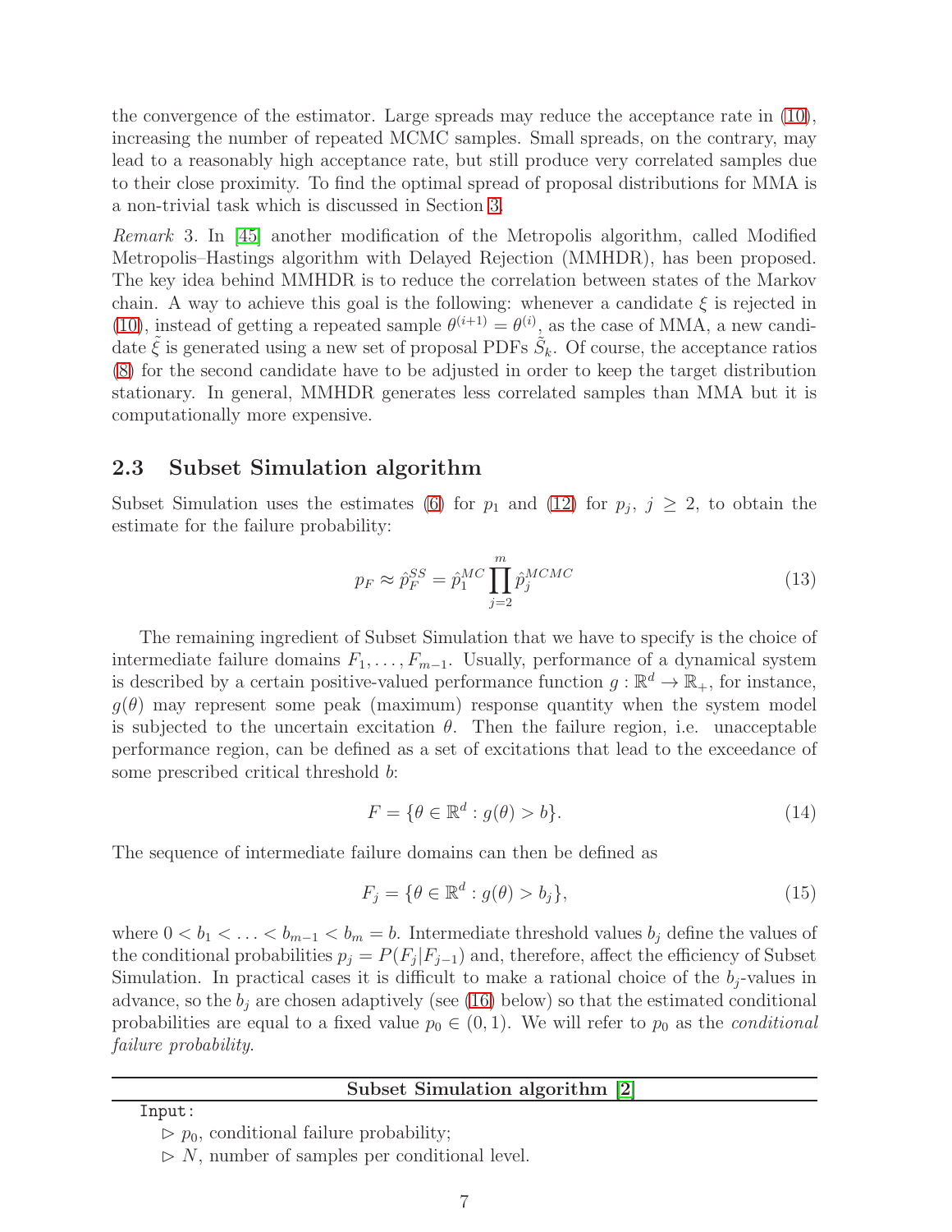the convergence of the estimator. Large spreads may reduce the acceptance rate in (10), increasing the number of repeated MCMC samples. Small spreads, on the contrary, may lead to a reasonably high acceptance rate, but still produce very correlated samples due to their close proximity. To find the optimal spread of proposal distributions for MMA is a non-trivial task which is discussed in Section 3.

*Remark* 3. In [45] another modification of the Metropolis algorithm, called Modified Metropolis–Hastings algorithm with Delayed Rejection (MMHDR), has been proposed. The key idea behind MMHDR is to reduce the correlation between states of the Markov chain. A way to achieve this goal is the following: whenever a candidate $\xi$ is rejected in (10), instead of getting a repeated sample $\theta^{(i+1)} = \theta^{(i)}$, as the case of MMA, a new candidate $\tilde{\xi}$ is generated using a new set of proposal PDFs $\tilde{S}_k$. Of course, the acceptance ratios (8) for the second candidate have to be adjusted in order to keep the target distribution stationary. In general, MMHDR generates less correlated samples than MMA but it is computationally more expensive.

### 2.3 Subset Simulation algorithm

Subset Simulation uses the estimates (6) for $p_1$ and (12) for $p_j$, $j \geq 2$, to obtain the estimate for the failure probability:

$$p_F \approx \hat{p}_F^{SS} = \hat{p}_1^{MC} \prod_{j=2}^{m} \hat{p}_j^{MCMC} \tag{13}$$

The remaining ingredient of Subset Simulation that we have to specify is the choice of intermediate failure domains $F_1, \ldots, F_{m-1}$. Usually, performance of a dynamical system is described by a certain positive-valued performance function $g : \mathbb{R}^d \to \mathbb{R}_+$, for instance, $g(\theta)$ may represent some peak (maximum) response quantity when the system model is subjected to the uncertain excitation $\theta$. Then the failure region, i.e. unacceptable performance region, can be defined as a set of excitations that lead to the exceedance of some prescribed critical threshold $b$:

$$F = \{\theta \in \mathbb{R}^d : g(\theta) > b\}. \tag{14}$$

The sequence of intermediate failure domains can then be defined as

$$F_j = \{\theta \in \mathbb{R}^d : g(\theta) > b_j\}, \tag{15}$$

where $0 < b_1 < \ldots < b_{m-1} < b_m = b$. Intermediate threshold values $b_j$ define the values of the conditional probabilities $p_j = P(F_j|F_{j-1})$ and, therefore, affect the efficiency of Subset Simulation. In practical cases it is difficult to make a rational choice of the $b_j$-values in advance, so the $b_j$ are chosen adaptively (see (16) below) so that the estimated conditional probabilities are equal to a fixed value $p_0 \in (0, 1)$. We will refer to $p_0$ as the *conditional failure probability*.

---

**Subset Simulation algorithm [2]**

---

`Input:`

- ▷ $p_0$, conditional failure probability;
- ▷ $N$, number of samples per conditional level.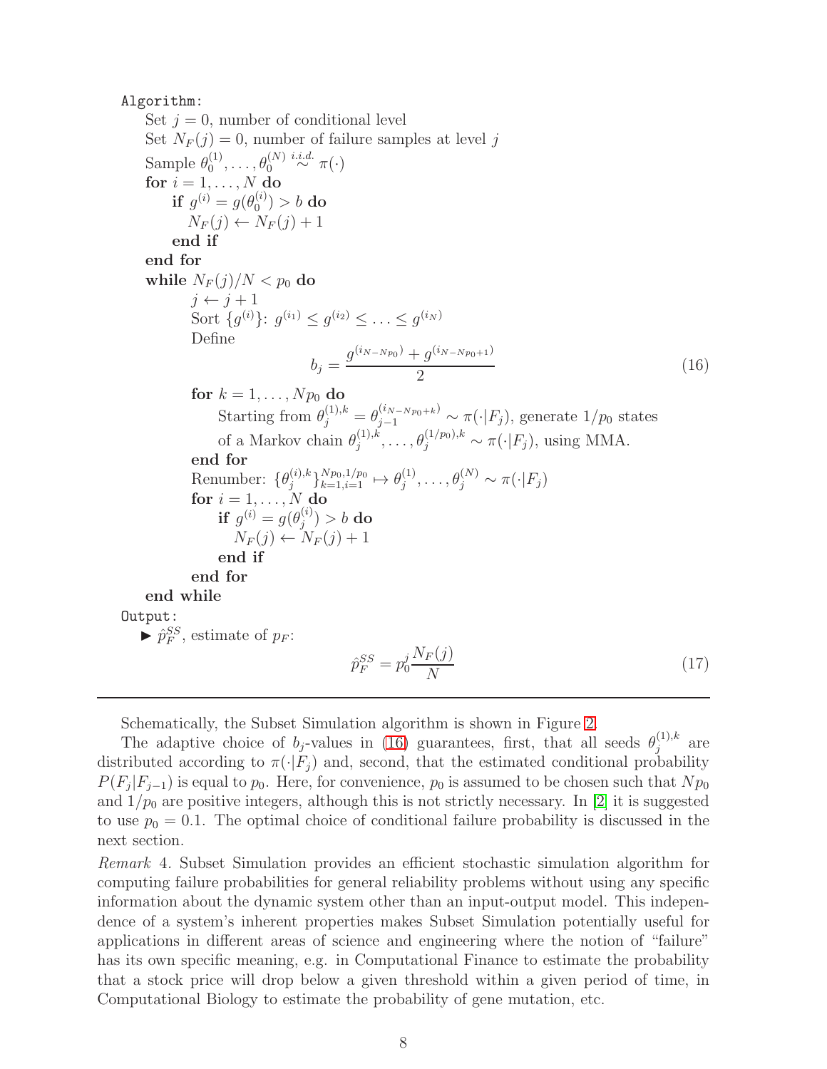```
Algorithm:
    Set j = 0, number of conditional level
    Set N_F(j) = 0, number of failure samples at level j
    Sample θ_0^(1), ..., θ_0^(N) ~ i.i.d. π(·)
    for i = 1, ..., N do
        if g^(i) = g(θ_0^(i)) > b do
            N_F(j) ← N_F(j) + 1
        end if
    end for
    while N_F(j)/N < p_0 do
        j ← j + 1
        Sort {g^(i)}: g^(i_1) ≤ g^(i_2) ≤ ... ≤ g^(i_N)
        Define
            b_j = (g^(i_{N-Np_0}) + g^(i_{N-Np_0+1})) / 2          (16)
        for k = 1, ..., Np_0 do
            Starting from θ_j^(1),k = θ_{j-1}^(i_{N-Np_0+k}) ~ π(·|F_j), generate 1/p_0 states
            of a Markov chain θ_j^(1),k, ..., θ_j^(1/p_0),k ~ π(·|F_j), using MMA.
        end for
        Renumber: {θ_j^(i),k}_{k=1,i=1}^{Np_0,1/p_0} ↦ θ_j^(1), ..., θ_j^(N) ~ π(·|F_j)
        for i = 1, ..., N do
            if g^(i) = g(θ_j^(i)) > b do
                N_F(j) ← N_F(j) + 1
            end if
        end for
    end while
Output:
    ► p̂_F^SS, estimate of p_F:
            p̂_F^SS = p_0^j N_F(j) / N          (17)
```

where

$$b_j = \frac{g^{(i_{N-Np_0})} + g^{(i_{N-Np_0+1})}}{2} \tag{16}$$

$$\hat{p}_F^{SS} = p_0^j \frac{N_F(j)}{N} \tag{17}$$

Schematically, the Subset Simulation algorithm is shown in Figure 2.

The adaptive choice of $b_j$-values in (16) guarantees, first, that all seeds $\theta_j^{(1),k}$ are distributed according to $\pi(\cdot|F_j)$ and, second, that the estimated conditional probability $P(F_j|F_{j-1})$ is equal to $p_0$. Here, for convenience, $p_0$ is assumed to be chosen such that $Np_0$ and $1/p_0$ are positive integers, although this is not strictly necessary. In [2] it is suggested to use $p_0 = 0.1$. The optimal choice of conditional failure probability is discussed in the next section.

*Remark* 4. Subset Simulation provides an efficient stochastic simulation algorithm for computing failure probabilities for general reliability problems without using any specific information about the dynamic system other than an input-output model. This independence of a system's inherent properties makes Subset Simulation potentially useful for applications in different areas of science and engineering where the notion of "failure" has its own specific meaning, e.g. in Computational Finance to estimate the probability that a stock price will drop below a given threshold within a given period of time, in Computational Biology to estimate the probability of gene mutation, etc.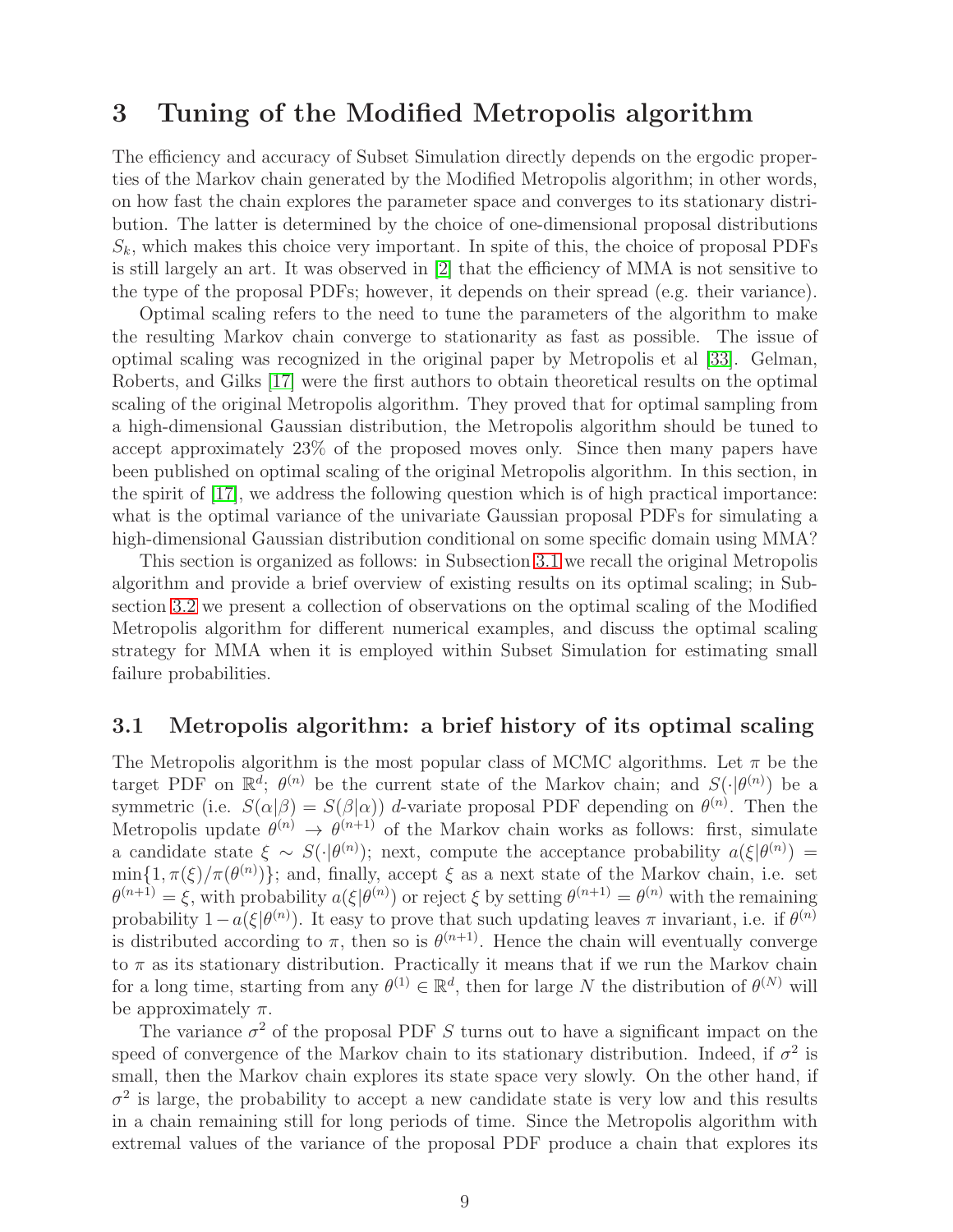# 3 Tuning of the Modified Metropolis algorithm

The efficiency and accuracy of Subset Simulation directly depends on the ergodic properties of the Markov chain generated by the Modified Metropolis algorithm; in other words, on how fast the chain explores the parameter space and converges to its stationary distribution. The latter is determined by the choice of one-dimensional proposal distributions $S_k$, which makes this choice very important. In spite of this, the choice of proposal PDFs is still largely an art. It was observed in [2] that the efficiency of MMA is not sensitive to the type of the proposal PDFs; however, it depends on their spread (e.g. their variance).

Optimal scaling refers to the need to tune the parameters of the algorithm to make the resulting Markov chain converge to stationarity as fast as possible. The issue of optimal scaling was recognized in the original paper by Metropolis et al [33]. Gelman, Roberts, and Gilks [17] were the first authors to obtain theoretical results on the optimal scaling of the original Metropolis algorithm. They proved that for optimal sampling from a high-dimensional Gaussian distribution, the Metropolis algorithm should be tuned to accept approximately 23% of the proposed moves only. Since then many papers have been published on optimal scaling of the original Metropolis algorithm. In this section, in the spirit of [17], we address the following question which is of high practical importance: what is the optimal variance of the univariate Gaussian proposal PDFs for simulating a high-dimensional Gaussian distribution conditional on some specific domain using MMA?

This section is organized as follows: in Subsection 3.1 we recall the original Metropolis algorithm and provide a brief overview of existing results on its optimal scaling; in Subsection 3.2 we present a collection of observations on the optimal scaling of the Modified Metropolis algorithm for different numerical examples, and discuss the optimal scaling strategy for MMA when it is employed within Subset Simulation for estimating small failure probabilities.

## 3.1 Metropolis algorithm: a brief history of its optimal scaling

The Metropolis algorithm is the most popular class of MCMC algorithms. Let $\pi$ be the target PDF on $\mathbb{R}^d$; $\theta^{(n)}$ be the current state of the Markov chain; and $S(\cdot|\theta^{(n)})$ be a symmetric (i.e. $S(\alpha|\beta) = S(\beta|\alpha)$) $d$-variate proposal PDF depending on $\theta^{(n)}$. Then the Metropolis update $\theta^{(n)} \to \theta^{(n+1)}$ of the Markov chain works as follows: first, simulate a candidate state $\xi \sim S(\cdot|\theta^{(n)})$; next, compute the acceptance probability $a(\xi|\theta^{(n)}) = \min\{1, \pi(\xi)/\pi(\theta^{(n)})\}$; and, finally, accept $\xi$ as a next state of the Markov chain, i.e. set $\theta^{(n+1)} = \xi$, with probability $a(\xi|\theta^{(n)})$ or reject $\xi$ by setting $\theta^{(n+1)} = \theta^{(n)}$ with the remaining probability $1 - a(\xi|\theta^{(n)})$. It easy to prove that such updating leaves $\pi$ invariant, i.e. if $\theta^{(n)}$ is distributed according to $\pi$, then so is $\theta^{(n+1)}$. Hence the chain will eventually converge to $\pi$ as its stationary distribution. Practically it means that if we run the Markov chain for a long time, starting from any $\theta^{(1)} \in \mathbb{R}^d$, then for large $N$ the distribution of $\theta^{(N)}$ will be approximately $\pi$.

The variance $\sigma^2$ of the proposal PDF $S$ turns out to have a significant impact on the speed of convergence of the Markov chain to its stationary distribution. Indeed, if $\sigma^2$ is small, then the Markov chain explores its state space very slowly. On the other hand, if $\sigma^2$ is large, the probability to accept a new candidate state is very low and this results in a chain remaining still for long periods of time. Since the Metropolis algorithm with extremal values of the variance of the proposal PDF produce a chain that explores its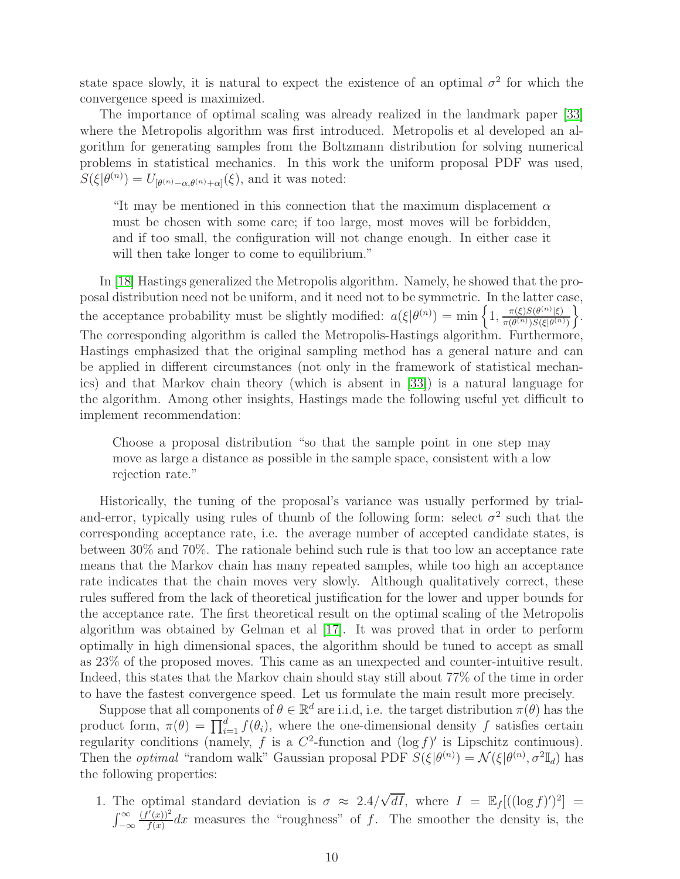state space slowly, it is natural to expect the existence of an optimal $\sigma^2$ for which the convergence speed is maximized.

The importance of optimal scaling was already realized in the landmark paper [33] where the Metropolis algorithm was first introduced. Metropolis et al developed an algorithm for generating samples from the Boltzmann distribution for solving numerical problems in statistical mechanics. In this work the uniform proposal PDF was used, $S(\xi|\theta^{(n)}) = U_{[\theta^{(n)}-\alpha,\theta^{(n)}+\alpha]}(\xi)$, and it was noted:

> "It may be mentioned in this connection that the maximum displacement $\alpha$ must be chosen with some care; if too large, most moves will be forbidden, and if too small, the configuration will not change enough. In either case it will then take longer to come to equilibrium."

In [18] Hastings generalized the Metropolis algorithm. Namely, he showed that the proposal distribution need not be uniform, and it need not to be symmetric. In the latter case, the acceptance probability must be slightly modified: $a(\xi|\theta^{(n)}) = \min\left\{1, \frac{\pi(\xi)S(\theta^{(n)}|\xi)}{\pi(\theta^{(n)})S(\xi|\theta^{(n)})}\right\}$. The corresponding algorithm is called the Metropolis-Hastings algorithm. Furthermore, Hastings emphasized that the original sampling method has a general nature and can be applied in different circumstances (not only in the framework of statistical mechanics) and that Markov chain theory (which is absent in [33]) is a natural language for the algorithm. Among other insights, Hastings made the following useful yet difficult to implement recommendation:

> Choose a proposal distribution "so that the sample point in one step may move as large a distance as possible in the sample space, consistent with a low rejection rate."

Historically, the tuning of the proposal's variance was usually performed by trial-and-error, typically using rules of thumb of the following form: select $\sigma^2$ such that the corresponding acceptance rate, i.e. the average number of accepted candidate states, is between 30% and 70%. The rationale behind such rule is that too low an acceptance rate means that the Markov chain has many repeated samples, while too high an acceptance rate indicates that the chain moves very slowly. Although qualitatively correct, these rules suffered from the lack of theoretical justification for the lower and upper bounds for the acceptance rate. The first theoretical result on the optimal scaling of the Metropolis algorithm was obtained by Gelman et al [17]. It was proved that in order to perform optimally in high dimensional spaces, the algorithm should be tuned to accept as small as 23% of the proposed moves. This came as an unexpected and counter-intuitive result. Indeed, this states that the Markov chain should stay still about 77% of the time in order to have the fastest convergence speed. Let us formulate the main result more precisely.

Suppose that all components of $\theta \in \mathbb{R}^d$ are i.i.d, i.e. the target distribution $\pi(\theta)$ has the product form, $\pi(\theta) = \prod_{i=1}^{d} f(\theta_i)$, where the one-dimensional density $f$ satisfies certain regularity conditions (namely, $f$ is a $C^2$-function and $(\log f)'$ is Lipschitz continuous). Then the *optimal* "random walk" Gaussian proposal PDF $S(\xi|\theta^{(n)}) = \mathcal{N}(\xi|\theta^{(n)}, \sigma^2\mathbb{I}_d)$ has the following properties:

1. The optimal standard deviation is $\sigma \approx 2.4/\sqrt{dI}$, where $I = \mathbb{E}_f[((\log f)')^2] = \int_{-\infty}^{\infty} \frac{(f'(x))^2}{f(x)}dx$ measures the "roughness" of $f$. The smoother the density is, the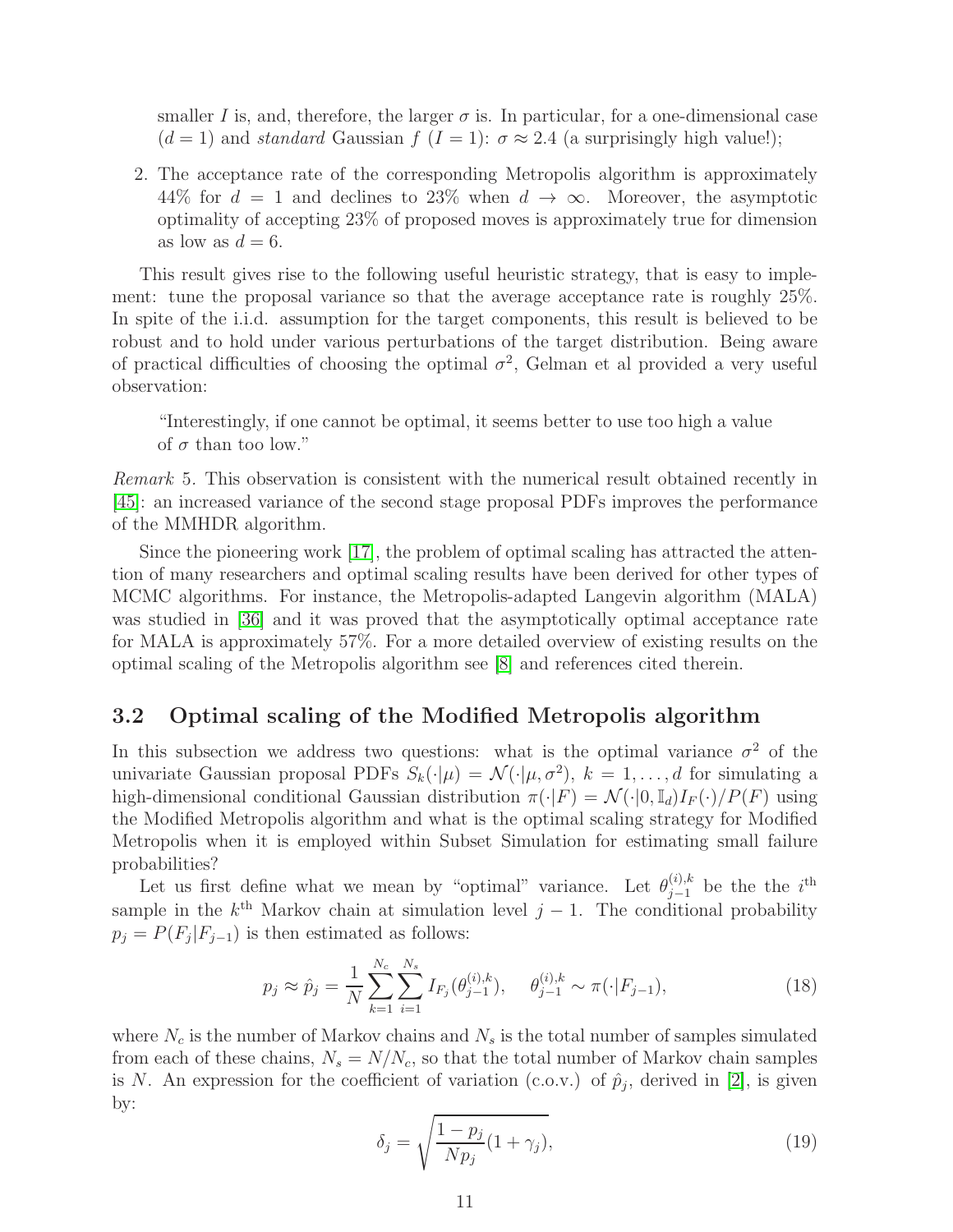smaller $I$ is, and, therefore, the larger $\sigma$ is. In particular, for a one-dimensional case ($d = 1$) and *standard* Gaussian $f$ ($I = 1$): $\sigma \approx 2.4$ (a surprisingly high value!);

2. The acceptance rate of the corresponding Metropolis algorithm is approximately 44% for $d = 1$ and declines to 23% when $d \to \infty$. Moreover, the asymptotic optimality of accepting 23% of proposed moves is approximately true for dimension as low as $d = 6$.

This result gives rise to the following useful heuristic strategy, that is easy to implement: tune the proposal variance so that the average acceptance rate is roughly 25%. In spite of the i.i.d. assumption for the target components, this result is believed to be robust and to hold under various perturbations of the target distribution. Being aware of practical difficulties of choosing the optimal $\sigma^2$, Gelman et al provided a very useful observation:

> "Interestingly, if one cannot be optimal, it seems better to use too high a value of $\sigma$ than too low."

*Remark* 5. This observation is consistent with the numerical result obtained recently in [45]: an increased variance of the second stage proposal PDFs improves the performance of the MMHDR algorithm.

Since the pioneering work [17], the problem of optimal scaling has attracted the attention of many researchers and optimal scaling results have been derived for other types of MCMC algorithms. For instance, the Metropolis-adapted Langevin algorithm (MALA) was studied in [36] and it was proved that the asymptotically optimal acceptance rate for MALA is approximately 57%. For a more detailed overview of existing results on the optimal scaling of the Metropolis algorithm see [8] and references cited therein.

## 3.2 Optimal scaling of the Modified Metropolis algorithm

In this subsection we address two questions: what is the optimal variance $\sigma^2$ of the univariate Gaussian proposal PDFs $S_k(\cdot|\mu) = \mathcal{N}(\cdot|\mu, \sigma^2)$, $k = 1, \dots, d$ for simulating a high-dimensional conditional Gaussian distribution $\pi(\cdot|F) = \mathcal{N}(\cdot|0, \mathbb{I}_d) I_F(\cdot)/P(F)$ using the Modified Metropolis algorithm and what is the optimal scaling strategy for Modified Metropolis when it is employed within Subset Simulation for estimating small failure probabilities?

Let us first define what we mean by "optimal" variance. Let $\theta_{j-1}^{(i),k}$ be the the $i^{\text{th}}$ sample in the $k^{\text{th}}$ Markov chain at simulation level $j-1$. The conditional probability $p_j = P(F_j|F_{j-1})$ is then estimated as follows:

$$p_j \approx \hat{p}_j = \frac{1}{N} \sum_{k=1}^{N_c} \sum_{i=1}^{N_s} I_{F_j}(\theta_{j-1}^{(i),k}), \quad \theta_{j-1}^{(i),k} \sim \pi(\cdot|F_{j-1}), \tag{18}$$

where $N_c$ is the number of Markov chains and $N_s$ is the total number of samples simulated from each of these chains, $N_s = N/N_c$, so that the total number of Markov chain samples is $N$. An expression for the coefficient of variation (c.o.v.) of $\hat{p}_j$, derived in [2], is given by:

$$\delta_j = \sqrt{\frac{1 - p_j}{N p_j}(1 + \gamma_j)}, \tag{19}$$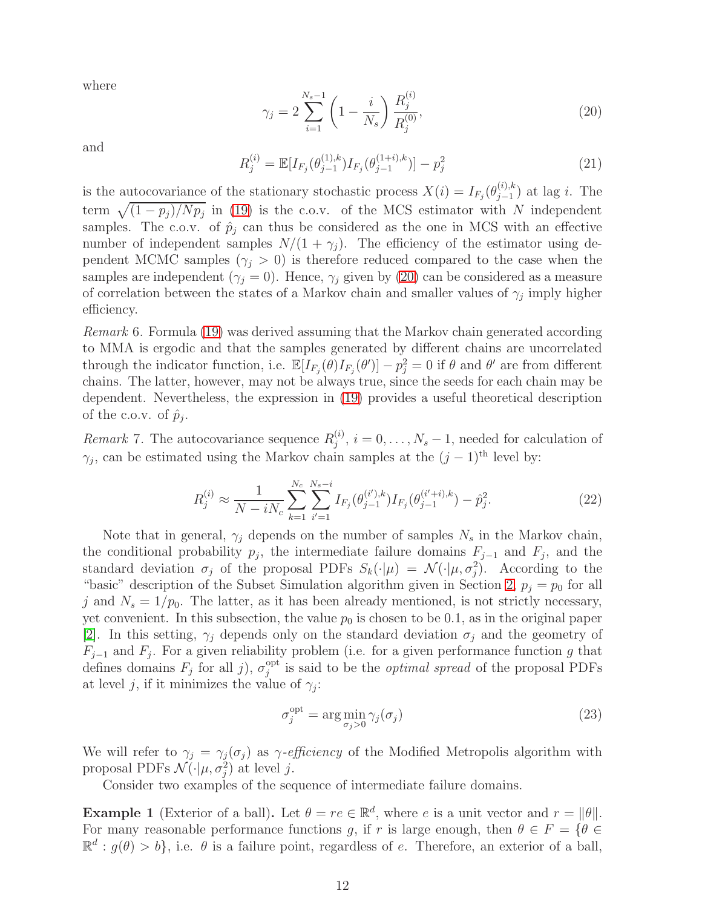where

$$\gamma_j = 2 \sum_{i=1}^{N_s - 1} \left(1 - \frac{i}{N_s}\right) \frac{R_j^{(i)}}{R_j^{(0)}}, \tag{20}$$

and

$$R_j^{(i)} = \mathbb{E}[I_{F_j}(\theta_{j-1}^{(1),k}) I_{F_j}(\theta_{j-1}^{(1+i),k})] - p_j^2 \tag{21}$$

is the autocovariance of the stationary stochastic process $X(i) = I_{F_j}(\theta_{j-1}^{(i),k})$ at lag $i$. The term $\sqrt{(1-p_j)/Np_j}$ in (19) is the c.o.v. of the MCS estimator with $N$ independent samples. The c.o.v. of $\hat{p}_j$ can thus be considered as the one in MCS with an effective number of independent samples $N/(1+\gamma_j)$. The efficiency of the estimator using dependent MCMC samples ($\gamma_j > 0$) is therefore reduced compared to the case when the samples are independent ($\gamma_j = 0$). Hence, $\gamma_j$ given by (20) can be considered as a measure of correlation between the states of a Markov chain and smaller values of $\gamma_j$ imply higher efficiency.

*Remark* 6. Formula (19) was derived assuming that the Markov chain generated according to MMA is ergodic and that the samples generated by different chains are uncorrelated through the indicator function, i.e. $\mathbb{E}[I_{F_j}(\theta) I_{F_j}(\theta')] - p_j^2 = 0$ if $\theta$ and $\theta'$ are from different chains. The latter, however, may not be always true, since the seeds for each chain may be dependent. Nevertheless, the expression in (19) provides a useful theoretical description of the c.o.v. of $\hat{p}_j$.

*Remark* 7. The autocovariance sequence $R_j^{(i)}$, $i = 0, \ldots, N_s - 1$, needed for calculation of $\gamma_j$, can be estimated using the Markov chain samples at the $(j-1)^{\text{th}}$ level by:

$$R_j^{(i)} \approx \frac{1}{N - iN_c} \sum_{k=1}^{N_c} \sum_{i'=1}^{N_s - i} I_{F_j}(\theta_{j-1}^{(i'),k}) I_{F_j}(\theta_{j-1}^{(i'+i),k}) - \hat{p}_j^2. \tag{22}$$

Note that in general, $\gamma_j$ depends on the number of samples $N_s$ in the Markov chain, the conditional probability $p_j$, the intermediate failure domains $F_{j-1}$ and $F_j$, and the standard deviation $\sigma_j$ of the proposal PDFs $S_k(\cdot|\mu) = \mathcal{N}(\cdot|\mu, \sigma_j^2)$. According to the "basic" description of the Subset Simulation algorithm given in Section 2, $p_j = p_0$ for all $j$ and $N_s = 1/p_0$. The latter, as it has been already mentioned, is not strictly necessary, yet convenient. In this subsection, the value $p_0$ is chosen to be 0.1, as in the original paper [2]. In this setting, $\gamma_j$ depends only on the standard deviation $\sigma_j$ and the geometry of $F_{j-1}$ and $F_j$. For a given reliability problem (i.e. for a given performance function $g$ that defines domains $F_j$ for all $j$), $\sigma_j^{\text{opt}}$ is said to be the *optimal spread* of the proposal PDFs at level $j$, if it minimizes the value of $\gamma_j$:

$$\sigma_j^{\text{opt}} = \arg\min_{\sigma_j > 0} \gamma_j(\sigma_j) \tag{23}$$

We will refer to $\gamma_j = \gamma_j(\sigma_j)$ as *$\gamma$-efficiency* of the Modified Metropolis algorithm with proposal PDFs $\mathcal{N}(\cdot|\mu, \sigma_j^2)$ at level $j$.

Consider two examples of the sequence of intermediate failure domains.

**Example 1** (Exterior of a ball)**.** Let $\theta = re \in \mathbb{R}^d$, where $e$ is a unit vector and $r = \|\theta\|$. For many reasonable performance functions $g$, if $r$ is large enough, then $\theta \in F = \{\theta \in \mathbb{R}^d : g(\theta) > b\}$, i.e. $\theta$ is a failure point, regardless of $e$. Therefore, an exterior of a ball,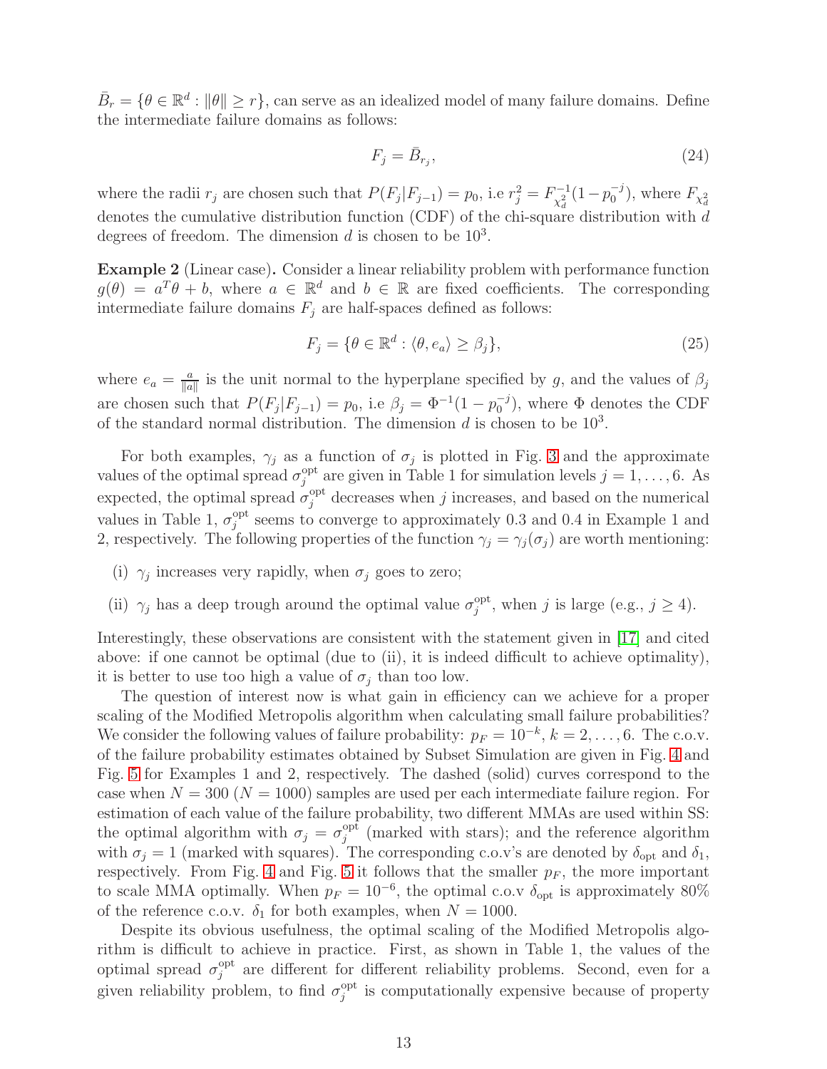$\bar{B}_r = \{\theta \in \mathbb{R}^d : \|\theta\| \geq r\}$, can serve as an idealized model of many failure domains. Define the intermediate failure domains as follows:

$$F_j = \bar{B}_{r_j}, \tag{24}$$

where the radii $r_j$ are chosen such that $P(F_j|F_{j-1}) = p_0$, i.e $r_j^2 = F_{\chi_d^2}^{-1}(1 - p_0^{-j})$, where $F_{\chi_d^2}$ denotes the cumulative distribution function (CDF) of the chi-square distribution with $d$ degrees of freedom. The dimension $d$ is chosen to be $10^3$.

**Example 2** (Linear case)**.** Consider a linear reliability problem with performance function $g(\theta) = a^T\theta + b$, where $a \in \mathbb{R}^d$ and $b \in \mathbb{R}$ are fixed coefficients. The corresponding intermediate failure domains $F_j$ are half-spaces defined as follows:

$$F_j = \{\theta \in \mathbb{R}^d : \langle \theta, e_a \rangle \geq \beta_j\}, \tag{25}$$

where $e_a = \frac{a}{\|a\|}$ is the unit normal to the hyperplane specified by $g$, and the values of $\beta_j$ are chosen such that $P(F_j|F_{j-1}) = p_0$, i.e $\beta_j = \Phi^{-1}(1 - p_0^{-j})$, where $\Phi$ denotes the CDF of the standard normal distribution. The dimension $d$ is chosen to be $10^3$.

For both examples, $\gamma_j$ as a function of $\sigma_j$ is plotted in Fig. 3 and the approximate values of the optimal spread $\sigma_j^{\text{opt}}$ are given in Table 1 for simulation levels $j = 1, \ldots, 6$. As expected, the optimal spread $\sigma_j^{\text{opt}}$ decreases when $j$ increases, and based on the numerical values in Table 1, $\sigma_j^{\text{opt}}$ seems to converge to approximately 0.3 and 0.4 in Example 1 and 2, respectively. The following properties of the function $\gamma_j = \gamma_j(\sigma_j)$ are worth mentioning:

(i) $\gamma_j$ increases very rapidly, when $\sigma_j$ goes to zero;

(ii) $\gamma_j$ has a deep trough around the optimal value $\sigma_j^{\text{opt}}$, when $j$ is large (e.g., $j \geq 4$).

Interestingly, these observations are consistent with the statement given in [17] and cited above: if one cannot be optimal (due to (ii), it is indeed difficult to achieve optimality), it is better to use too high a value of $\sigma_j$ than too low.

The question of interest now is what gain in efficiency can we achieve for a proper scaling of the Modified Metropolis algorithm when calculating small failure probabilities? We consider the following values of failure probability: $p_F = 10^{-k}$, $k = 2, \ldots, 6$. The c.o.v. of the failure probability estimates obtained by Subset Simulation are given in Fig. 4 and Fig. 5 for Examples 1 and 2, respectively. The dashed (solid) curves correspond to the case when $N = 300$ ($N = 1000$) samples are used per each intermediate failure region. For estimation of each value of the failure probability, two different MMAs are used within SS: the optimal algorithm with $\sigma_j = \sigma_j^{\text{opt}}$ (marked with stars); and the reference algorithm with $\sigma_j = 1$ (marked with squares). The corresponding c.o.v's are denoted by $\delta_{\text{opt}}$ and $\delta_1$, respectively. From Fig. 4 and Fig. 5 it follows that the smaller $p_F$, the more important to scale MMA optimally. When $p_F = 10^{-6}$, the optimal c.o.v $\delta_{\text{opt}}$ is approximately 80% of the reference c.o.v. $\delta_1$ for both examples, when $N = 1000$.

Despite its obvious usefulness, the optimal scaling of the Modified Metropolis algorithm is difficult to achieve in practice. First, as shown in Table 1, the values of the optimal spread $\sigma_j^{\text{opt}}$ are different for different reliability problems. Second, even for a given reliability problem, to find $\sigma_j^{\text{opt}}$ is computationally expensive because of property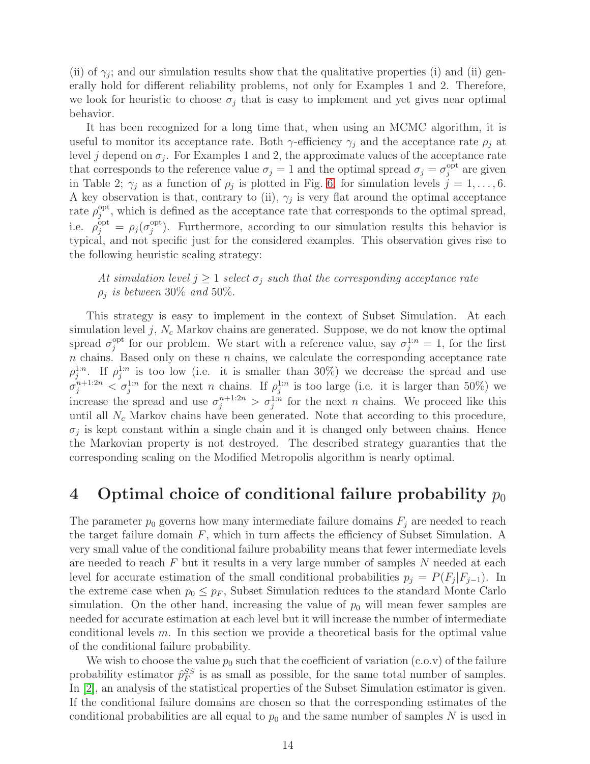(ii) of $\gamma_j$; and our simulation results show that the qualitative properties (i) and (ii) generally hold for different reliability problems, not only for Examples 1 and 2. Therefore, we look for heuristic to choose $\sigma_j$ that is easy to implement and yet gives near optimal behavior.

It has been recognized for a long time that, when using an MCMC algorithm, it is useful to monitor its acceptance rate. Both $\gamma$-efficiency $\gamma_j$ and the acceptance rate $\rho_j$ at level $j$ depend on $\sigma_j$. For Examples 1 and 2, the approximate values of the acceptance rate that corresponds to the reference value $\sigma_j = 1$ and the optimal spread $\sigma_j = \sigma_j^{\text{opt}}$ are given in Table 2; $\gamma_j$ as a function of $\rho_j$ is plotted in Fig. 6, for simulation levels $j = 1, \ldots, 6$. A key observation is that, contrary to (ii), $\gamma_j$ is very flat around the optimal acceptance rate $\rho_j^{\text{opt}}$, which is defined as the acceptance rate that corresponds to the optimal spread, i.e. $\rho_j^{\text{opt}} = \rho_j(\sigma_j^{\text{opt}})$. Furthermore, according to our simulation results this behavior is typical, and not specific just for the considered examples. This observation gives rise to the following heuristic scaling strategy:

> *At simulation level $j \geq 1$ select $\sigma_j$ such that the corresponding acceptance rate $\rho_j$ is between 30% and 50%.*

This strategy is easy to implement in the context of Subset Simulation. At each simulation level $j$, $N_c$ Markov chains are generated. Suppose, we do not know the optimal spread $\sigma_j^{\text{opt}}$ for our problem. We start with a reference value, say $\sigma_j^{1:n} = 1$, for the first $n$ chains. Based only on these $n$ chains, we calculate the corresponding acceptance rate $\rho_j^{1:n}$. If $\rho_j^{1:n}$ is too low (i.e. it is smaller than 30%) we decrease the spread and use $\sigma_j^{n+1:2n} < \sigma_j^{1:n}$ for the next $n$ chains. If $\rho_j^{1:n}$ is too large (i.e. it is larger than 50%) we increase the spread and use $\sigma_j^{n+1:2n} > \sigma_j^{1:n}$ for the next $n$ chains. We proceed like this until all $N_c$ Markov chains have been generated. Note that according to this procedure, $\sigma_j$ is kept constant within a single chain and it is changed only between chains. Hence the Markovian property is not destroyed. The described strategy guaranties that the corresponding scaling on the Modified Metropolis algorithm is nearly optimal.

# 4 Optimal choice of conditional failure probability $p_0$

The parameter $p_0$ governs how many intermediate failure domains $F_j$ are needed to reach the target failure domain $F$, which in turn affects the efficiency of Subset Simulation. A very small value of the conditional failure probability means that fewer intermediate levels are needed to reach $F$ but it results in a very large number of samples $N$ needed at each level for accurate estimation of the small conditional probabilities $p_j = P(F_j|F_{j-1})$. In the extreme case when $p_0 \leq p_F$, Subset Simulation reduces to the standard Monte Carlo simulation. On the other hand, increasing the value of $p_0$ will mean fewer samples are needed for accurate estimation at each level but it will increase the number of intermediate conditional levels $m$. In this section we provide a theoretical basis for the optimal value of the conditional failure probability.

We wish to choose the value $p_0$ such that the coefficient of variation (c.o.v) of the failure probability estimator $\hat{p}_F^{SS}$ is as small as possible, for the same total number of samples. In [2], an analysis of the statistical properties of the Subset Simulation estimator is given. If the conditional failure domains are chosen so that the corresponding estimates of the conditional probabilities are all equal to $p_0$ and the same number of samples $N$ is used in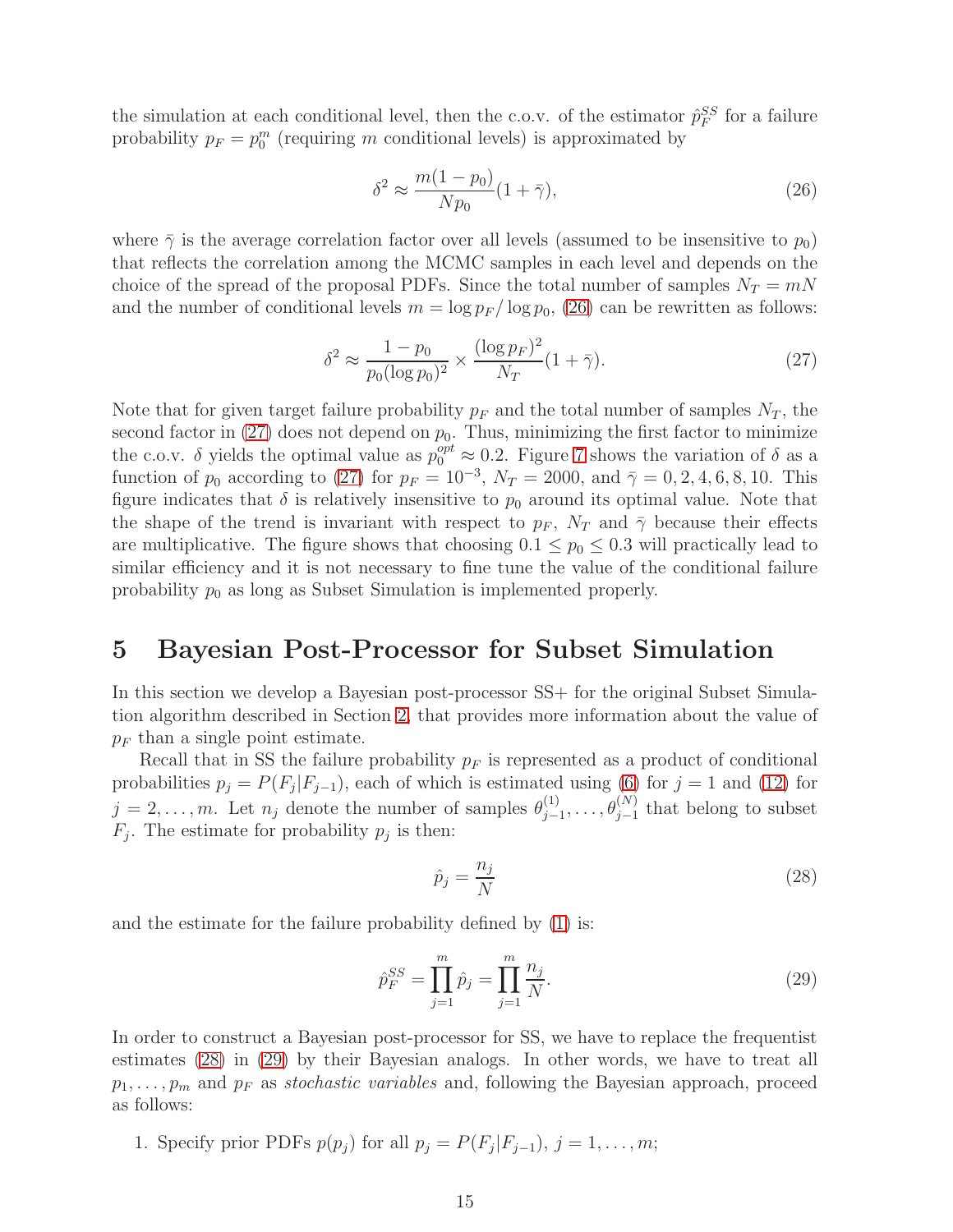the simulation at each conditional level, then the c.o.v. of the estimator $\hat{p}_F^{SS}$ for a failure probability $p_F = p_0^m$ (requiring $m$ conditional levels) is approximated by

$$\delta^2 \approx \frac{m(1-p_0)}{Np_0}(1+\bar{\gamma}), \tag{26}$$

where $\bar{\gamma}$ is the average correlation factor over all levels (assumed to be insensitive to $p_0$) that reflects the correlation among the MCMC samples in each level and depends on the choice of the spread of the proposal PDFs. Since the total number of samples $N_T = mN$ and the number of conditional levels $m = \log p_F / \log p_0$, (26) can be rewritten as follows:

$$\delta^2 \approx \frac{1-p_0}{p_0(\log p_0)^2} \times \frac{(\log p_F)^2}{N_T}(1+\bar{\gamma}). \tag{27}$$

Note that for given target failure probability $p_F$ and the total number of samples $N_T$, the second factor in (27) does not depend on $p_0$. Thus, minimizing the first factor to minimize the c.o.v. $\delta$ yields the optimal value as $p_0^{opt} \approx 0.2$. Figure 7 shows the variation of $\delta$ as a function of $p_0$ according to (27) for $p_F = 10^{-3}$, $N_T = 2000$, and $\bar{\gamma} = 0, 2, 4, 6, 8, 10$. This figure indicates that $\delta$ is relatively insensitive to $p_0$ around its optimal value. Note that the shape of the trend is invariant with respect to $p_F$, $N_T$ and $\bar{\gamma}$ because their effects are multiplicative. The figure shows that choosing $0.1 \leq p_0 \leq 0.3$ will practically lead to similar efficiency and it is not necessary to fine tune the value of the conditional failure probability $p_0$ as long as Subset Simulation is implemented properly.

# 5 Bayesian Post-Processor for Subset Simulation

In this section we develop a Bayesian post-processor SS+ for the original Subset Simulation algorithm described in Section 2, that provides more information about the value of $p_F$ than a single point estimate.

Recall that in SS the failure probability $p_F$ is represented as a product of conditional probabilities $p_j = P(F_j|F_{j-1})$, each of which is estimated using (6) for $j = 1$ and (12) for $j = 2, \ldots, m$. Let $n_j$ denote the number of samples $\theta_{j-1}^{(1)}, \ldots, \theta_{j-1}^{(N)}$ that belong to subset $F_j$. The estimate for probability $p_j$ is then:

$$\hat{p}_j = \frac{n_j}{N} \tag{28}$$

and the estimate for the failure probability defined by (1) is:

$$\hat{p}_F^{SS} = \prod_{j=1}^{m} \hat{p}_j = \prod_{j=1}^{m} \frac{n_j}{N}. \tag{29}$$

In order to construct a Bayesian post-processor for SS, we have to replace the frequentist estimates (28) in (29) by their Bayesian analogs. In other words, we have to treat all $p_1, \ldots, p_m$ and $p_F$ as *stochastic variables* and, following the Bayesian approach, proceed as follows:

1. Specify prior PDFs $p(p_j)$ for all $p_j = P(F_j|F_{j-1})$, $j = 1, \ldots, m$;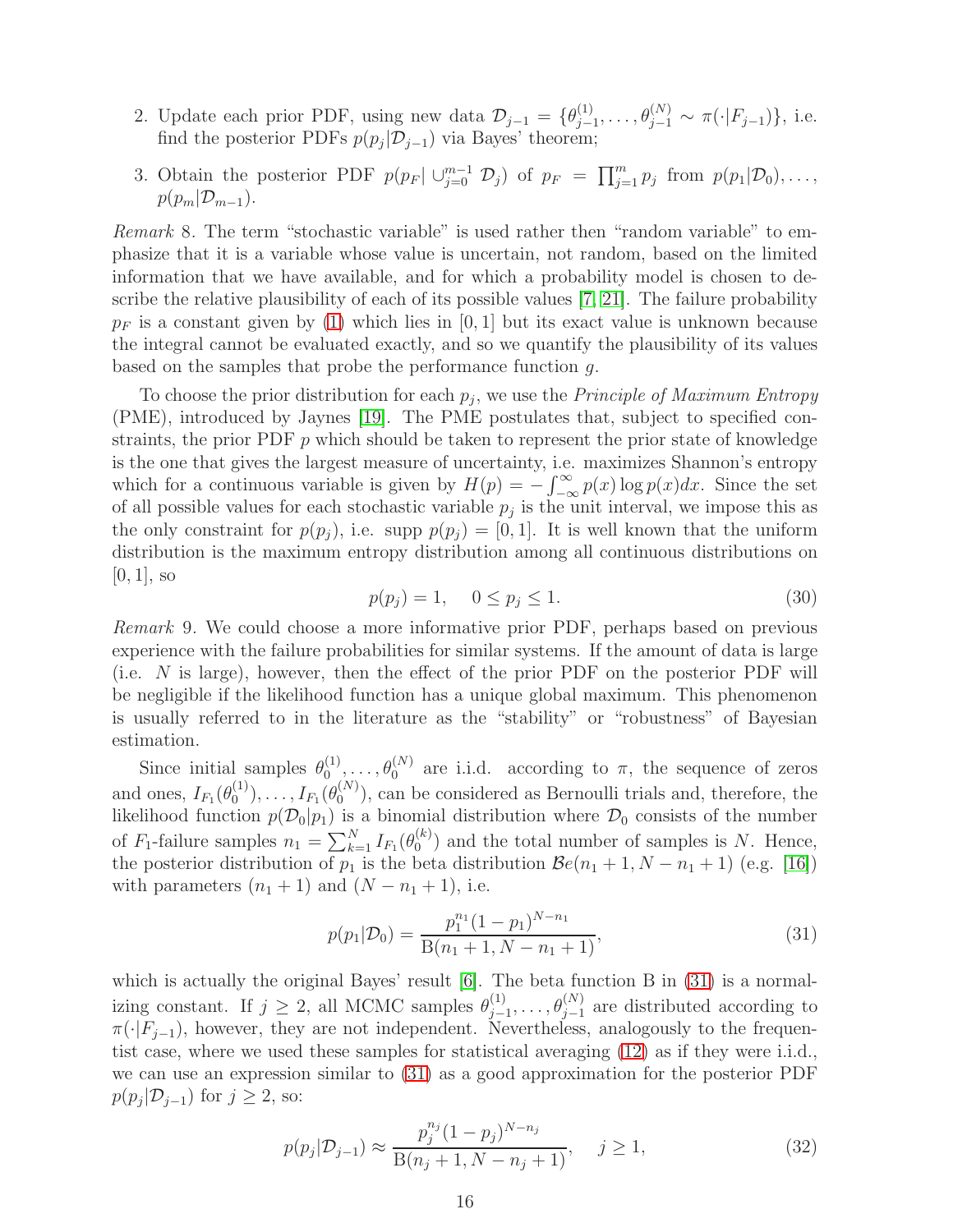2. Update each prior PDF, using new data $\mathcal{D}_{j-1} = \{\theta_{j-1}^{(1)}, \ldots, \theta_{j-1}^{(N)} \sim \pi(\cdot|F_{j-1})\}$, i.e. find the posterior PDFs $p(p_j|\mathcal{D}_{j-1})$ via Bayes' theorem;

3. Obtain the posterior PDF $p(p_F|\cup_{j=0}^{m-1}\mathcal{D}_j)$ of $p_F = \prod_{j=1}^{m} p_j$ from $p(p_1|\mathcal{D}_0), \ldots, p(p_m|\mathcal{D}_{m-1})$.

*Remark* 8. The term "stochastic variable" is used rather then "random variable" to emphasize that it is a variable whose value is uncertain, not random, based on the limited information that we have available, and for which a probability model is chosen to describe the relative plausibility of each of its possible values [7, 21]. The failure probability $p_F$ is a constant given by (1) which lies in $[0, 1]$ but its exact value is unknown because the integral cannot be evaluated exactly, and so we quantify the plausibility of its values based on the samples that probe the performance function $g$.

To choose the prior distribution for each $p_j$, we use the *Principle of Maximum Entropy* (PME), introduced by Jaynes [19]. The PME postulates that, subject to specified constraints, the prior PDF $p$ which should be taken to represent the prior state of knowledge is the one that gives the largest measure of uncertainty, i.e. maximizes Shannon's entropy which for a continuous variable is given by $H(p) = -\int_{-\infty}^{\infty} p(x)\log p(x)dx$. Since the set of all possible values for each stochastic variable $p_j$ is the unit interval, we impose this as the only constraint for $p(p_j)$, i.e. supp $p(p_j) = [0, 1]$. It is well known that the uniform distribution is the maximum entropy distribution among all continuous distributions on $[0, 1]$, so

$$p(p_j) = 1, \quad 0 \leq p_j \leq 1. \tag{30}$$

*Remark* 9. We could choose a more informative prior PDF, perhaps based on previous experience with the failure probabilities for similar systems. If the amount of data is large (i.e. $N$ is large), however, then the effect of the prior PDF on the posterior PDF will be negligible if the likelihood function has a unique global maximum. This phenomenon is usually referred to in the literature as the "stability" or "robustness" of Bayesian estimation.

Since initial samples $\theta_0^{(1)}, \ldots, \theta_0^{(N)}$ are i.i.d. according to $\pi$, the sequence of zeros and ones, $I_{F_1}(\theta_0^{(1)}), \ldots, I_{F_1}(\theta_0^{(N)})$, can be considered as Bernoulli trials and, therefore, the likelihood function $p(\mathcal{D}_0|p_1)$ is a binomial distribution where $\mathcal{D}_0$ consists of the number of $F_1$-failure samples $n_1 = \sum_{k=1}^{N} I_{F_1}(\theta_0^{(k)})$ and the total number of samples is $N$. Hence, the posterior distribution of $p_1$ is the beta distribution $\mathcal{B}e(n_1 + 1, N - n_1 + 1)$ (e.g. [16]) with parameters $(n_1 + 1)$ and $(N - n_1 + 1)$, i.e.

$$p(p_1|\mathcal{D}_0) = \frac{p_1^{n_1}(1 - p_1)^{N - n_1}}{\mathrm{B}(n_1 + 1, N - n_1 + 1)}, \tag{31}$$

which is actually the original Bayes' result [6]. The beta function B in (31) is a normalizing constant. If $j \geq 2$, all MCMC samples $\theta_{j-1}^{(1)}, \ldots, \theta_{j-1}^{(N)}$ are distributed according to $\pi(\cdot|F_{j-1})$, however, they are not independent. Nevertheless, analogously to the frequentist case, where we used these samples for statistical averaging (12) as if they were i.i.d., we can use an expression similar to (31) as a good approximation for the posterior PDF $p(p_j|\mathcal{D}_{j-1})$ for $j \geq 2$, so:

$$p(p_j|\mathcal{D}_{j-1}) \approx \frac{p_j^{n_j}(1 - p_j)^{N - n_j}}{\mathrm{B}(n_j + 1, N - n_j + 1)}, \quad j \geq 1, \tag{32}$$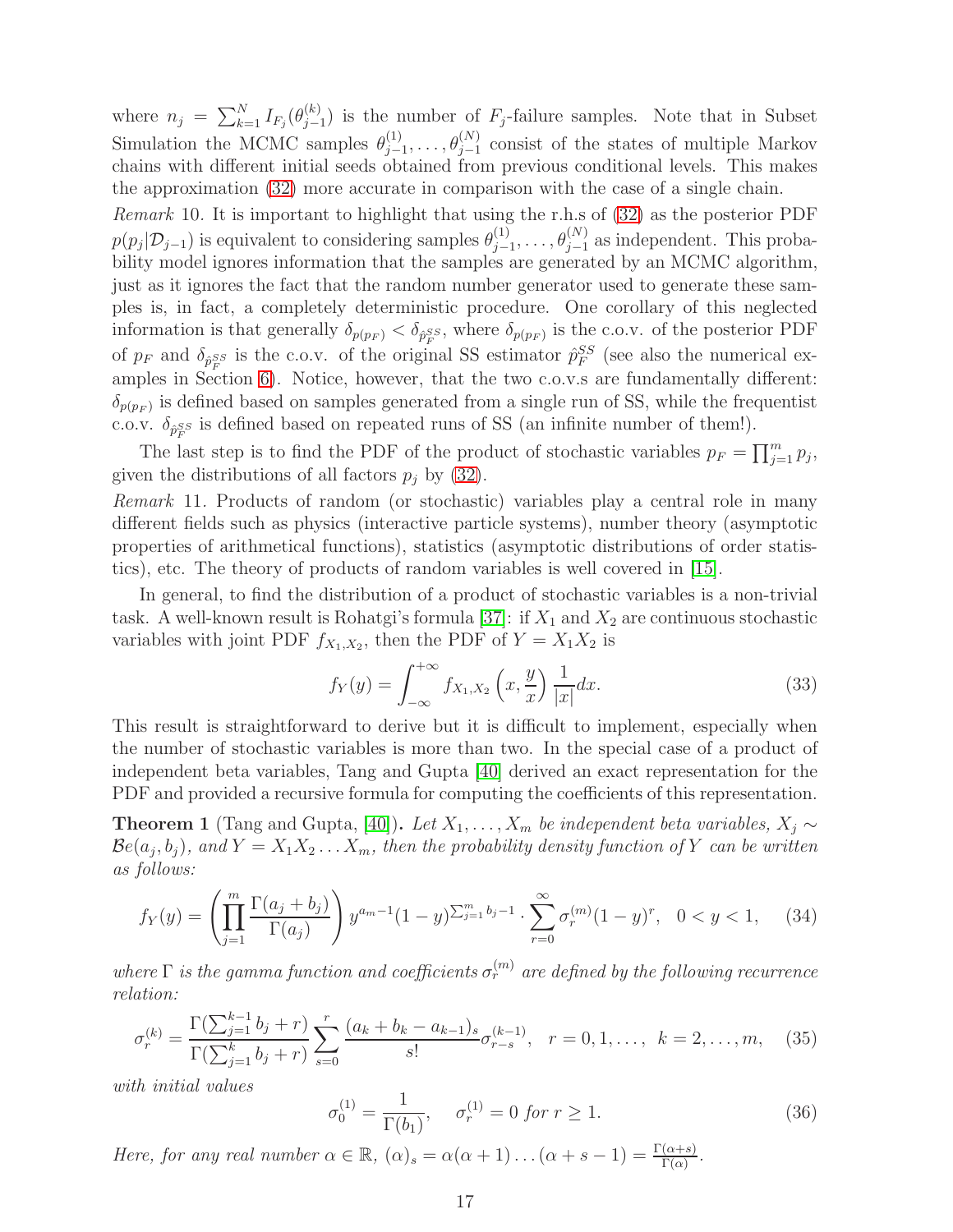where $n_j = \sum_{k=1}^{N} I_{F_j}(\theta_{j-1}^{(k)})$ is the number of $F_j$-failure samples. Note that in Subset Simulation the MCMC samples $\theta_{j-1}^{(1)}, \ldots, \theta_{j-1}^{(N)}$ consist of the states of multiple Markov chains with different initial seeds obtained from previous conditional levels. This makes the approximation (32) more accurate in comparison with the case of a single chain.

*Remark* 10. It is important to highlight that using the r.h.s of (32) as the posterior PDF $p(p_j|\mathcal{D}_{j-1})$ is equivalent to considering samples $\theta_{j-1}^{(1)}, \ldots, \theta_{j-1}^{(N)}$ as independent. This probability model ignores information that the samples are generated by an MCMC algorithm, just as it ignores the fact that the random number generator used to generate these samples is, in fact, a completely deterministic procedure. One corollary of this neglected information is that generally $\delta_{p(p_F)} < \delta_{\hat{p}_F^{SS}}$, where $\delta_{p(p_F)}$ is the c.o.v. of the posterior PDF of $p_F$ and $\delta_{\hat{p}_F^{SS}}$ is the c.o.v. of the original SS estimator $\hat{p}_F^{SS}$ (see also the numerical examples in Section 6). Notice, however, that the two c.o.v.s are fundamentally different: $\delta_{p(p_F)}$ is defined based on samples generated from a single run of SS, while the frequentist c.o.v. $\delta_{\hat{p}_F^{SS}}$ is defined based on repeated runs of SS (an infinite number of them!).

The last step is to find the PDF of the product of stochastic variables $p_F = \prod_{j=1}^{m} p_j$, given the distributions of all factors $p_j$ by (32).

*Remark* 11. Products of random (or stochastic) variables play a central role in many different fields such as physics (interactive particle systems), number theory (asymptotic properties of arithmetical functions), statistics (asymptotic distributions of order statistics), etc. The theory of products of random variables is well covered in [15].

In general, to find the distribution of a product of stochastic variables is a non-trivial task. A well-known result is Rohatgi's formula [37]: if $X_1$ and $X_2$ are continuous stochastic variables with joint PDF $f_{X_1,X_2}$, then the PDF of $Y = X_1X_2$ is

$$f_Y(y) = \int_{-\infty}^{+\infty} f_{X_1,X_2}\left(x, \frac{y}{x}\right) \frac{1}{|x|} dx. \tag{33}$$

This result is straightforward to derive but it is difficult to implement, especially when the number of stochastic variables is more than two. In the special case of a product of independent beta variables, Tang and Gupta [40] derived an exact representation for the PDF and provided a recursive formula for computing the coefficients of this representation.

**Theorem 1** (Tang and Gupta, [40]). *Let $X_1, \ldots, X_m$ be independent beta variables, $X_j \sim \mathcal{B}e(a_j, b_j)$, and $Y = X_1X_2\ldots X_m$, then the probability density function of $Y$ can be written as follows:*

$$f_Y(y) = \left(\prod_{j=1}^{m} \frac{\Gamma(a_j+b_j)}{\Gamma(a_j)}\right) y^{a_m-1}(1-y)^{\sum_{j=1}^{m} b_j - 1} \cdot \sum_{r=0}^{\infty} \sigma_r^{(m)}(1-y)^r, \quad 0 < y < 1, \tag{34}$$

*where $\Gamma$ is the gamma function and coefficients $\sigma_r^{(m)}$ are defined by the following recurrence relation:*

$$\sigma_r^{(k)} = \frac{\Gamma(\sum_{j=1}^{k-1} b_j + r)}{\Gamma(\sum_{j=1}^{k} b_j + r)} \sum_{s=0}^{r} \frac{(a_k + b_k - a_{k-1})_s}{s!} \sigma_{r-s}^{(k-1)}, \quad r = 0, 1, \ldots, \quad k = 2, \ldots, m, \tag{35}$$

*with initial values*

$$\sigma_0^{(1)} = \frac{1}{\Gamma(b_1)}, \quad \sigma_r^{(1)} = 0 \text{ for } r \geq 1. \tag{36}$$

*Here, for any real number $\alpha \in \mathbb{R}$, $(\alpha)_s = \alpha(\alpha+1)\ldots(\alpha+s-1) = \frac{\Gamma(\alpha+s)}{\Gamma(\alpha)}$.*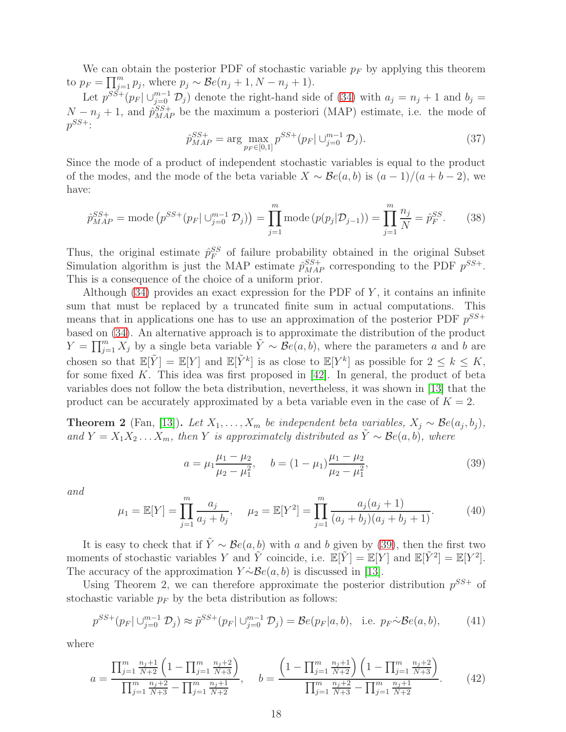We can obtain the posterior PDF of stochastic variable $p_F$ by applying this theorem to $p_F = \prod_{j=1}^{m} p_j$, where $p_j \sim \mathcal{B}e(n_j + 1, N - n_j + 1)$.

Let $p^{SS+}(p_F | \cup_{j=0}^{m-1} \mathcal{D}_j)$ denote the right-hand side of (34) with $a_j = n_j + 1$ and $b_j = N - n_j + 1$, and $\hat{p}_{MAP}^{SS+}$ be the maximum a posteriori (MAP) estimate, i.e. the mode of $p^{SS+}$:

$$\hat{p}_{MAP}^{SS+} = \arg\max_{p_F \in [0,1]} p^{SS+}(p_F | \cup_{j=0}^{m-1} \mathcal{D}_j). \tag{37}$$

Since the mode of a product of independent stochastic variables is equal to the product of the modes, and the mode of the beta variable $X \sim \mathcal{B}e(a, b)$ is $(a-1)/(a+b-2)$, we have:

$$\hat{p}_{MAP}^{SS+} = \text{mode}\left(p^{SS+}(p_F | \cup_{j=0}^{m-1} \mathcal{D}_j)\right) = \prod_{j=1}^{m} \text{mode}\left(p(p_j | \mathcal{D}_{j-1})\right) = \prod_{j=1}^{m} \frac{n_j}{N} = \hat{p}_F^{SS}. \tag{38}$$

Thus, the original estimate $\hat{p}_F^{SS}$ of failure probability obtained in the original Subset Simulation algorithm is just the MAP estimate $\hat{p}_{MAP}^{SS+}$ corresponding to the PDF $p^{SS+}$. This is a consequence of the choice of a uniform prior.

Although (34) provides an exact expression for the PDF of $Y$, it contains an infinite sum that must be replaced by a truncated finite sum in actual computations. This means that in applications one has to use an approximation of the posterior PDF $p^{SS+}$ based on (34). An alternative approach is to approximate the distribution of the product $Y = \prod_{j=1}^{m} X_j$ by a single beta variable $\tilde{Y} \sim \mathcal{B}e(a, b)$, where the parameters $a$ and $b$ are chosen so that $\mathbb{E}[\tilde{Y}] = \mathbb{E}[Y]$ and $\mathbb{E}[\tilde{Y}^k]$ is as close to $\mathbb{E}[Y^k]$ as possible for $2 \leq k \leq K$, for some fixed $K$. This idea was first proposed in [42]. In general, the product of beta variables does not follow the beta distribution, nevertheless, it was shown in [13] that the product can be accurately approximated by a beta variable even in the case of $K = 2$.

**Theorem 2** (Fan, [13])**.** *Let $X_1, \ldots, X_m$ be independent beta variables, $X_j \sim \mathcal{B}e(a_j, b_j)$, and $Y = X_1 X_2 \ldots X_m$, then $Y$ is approximately distributed as $\tilde{Y} \sim \mathcal{B}e(a, b)$, where*

$$a = \mu_1 \frac{\mu_1 - \mu_2}{\mu_2 - \mu_1^2}, \quad b = (1 - \mu_1)\frac{\mu_1 - \mu_2}{\mu_2 - \mu_1^2}, \tag{39}$$

*and*

$$\mu_1 = \mathbb{E}[Y] = \prod_{j=1}^{m} \frac{a_j}{a_j + b_j}, \quad \mu_2 = \mathbb{E}[Y^2] = \prod_{j=1}^{m} \frac{a_j(a_j + 1)}{(a_j + b_j)(a_j + b_j + 1)}. \tag{40}$$

It is easy to check that if $\tilde{Y} \sim \mathcal{B}e(a, b)$ with $a$ and $b$ given by (39), then the first two moments of stochastic variables $Y$ and $\tilde{Y}$ coincide, i.e. $\mathbb{E}[\tilde{Y}] = \mathbb{E}[Y]$ and $\mathbb{E}[\tilde{Y}^2] = \mathbb{E}[Y^2]$. The accuracy of the approximation $Y \dot{\sim} \mathcal{B}e(a, b)$ is discussed in [13].

Using Theorem 2, we can therefore approximate the posterior distribution $p^{SS+}$ of stochastic variable $p_F$ by the beta distribution as follows:

$$p^{SS+}(p_F | \cup_{j=0}^{m-1} \mathcal{D}_j) \approx \tilde{p}^{SS+}(p_F | \cup_{j=0}^{m-1} \mathcal{D}_j) = \mathcal{B}e(p_F | a, b), \quad \text{i.e. } p_F \dot{\sim} \mathcal{B}e(a, b), \tag{41}$$

where

$$a = \frac{\prod_{j=1}^{m} \frac{n_j+1}{N+2}\left(1 - \prod_{j=1}^{m} \frac{n_j+2}{N+3}\right)}{\prod_{j=1}^{m} \frac{n_j+2}{N+3} - \prod_{j=1}^{m} \frac{n_j+1}{N+2}}, \quad b = \frac{\left(1 - \prod_{j=1}^{m} \frac{n_j+1}{N+2}\right)\left(1 - \prod_{j=1}^{m} \frac{n_j+2}{N+3}\right)}{\prod_{j=1}^{m} \frac{n_j+2}{N+3} - \prod_{j=1}^{m} \frac{n_j+1}{N+2}}. \tag{42}$$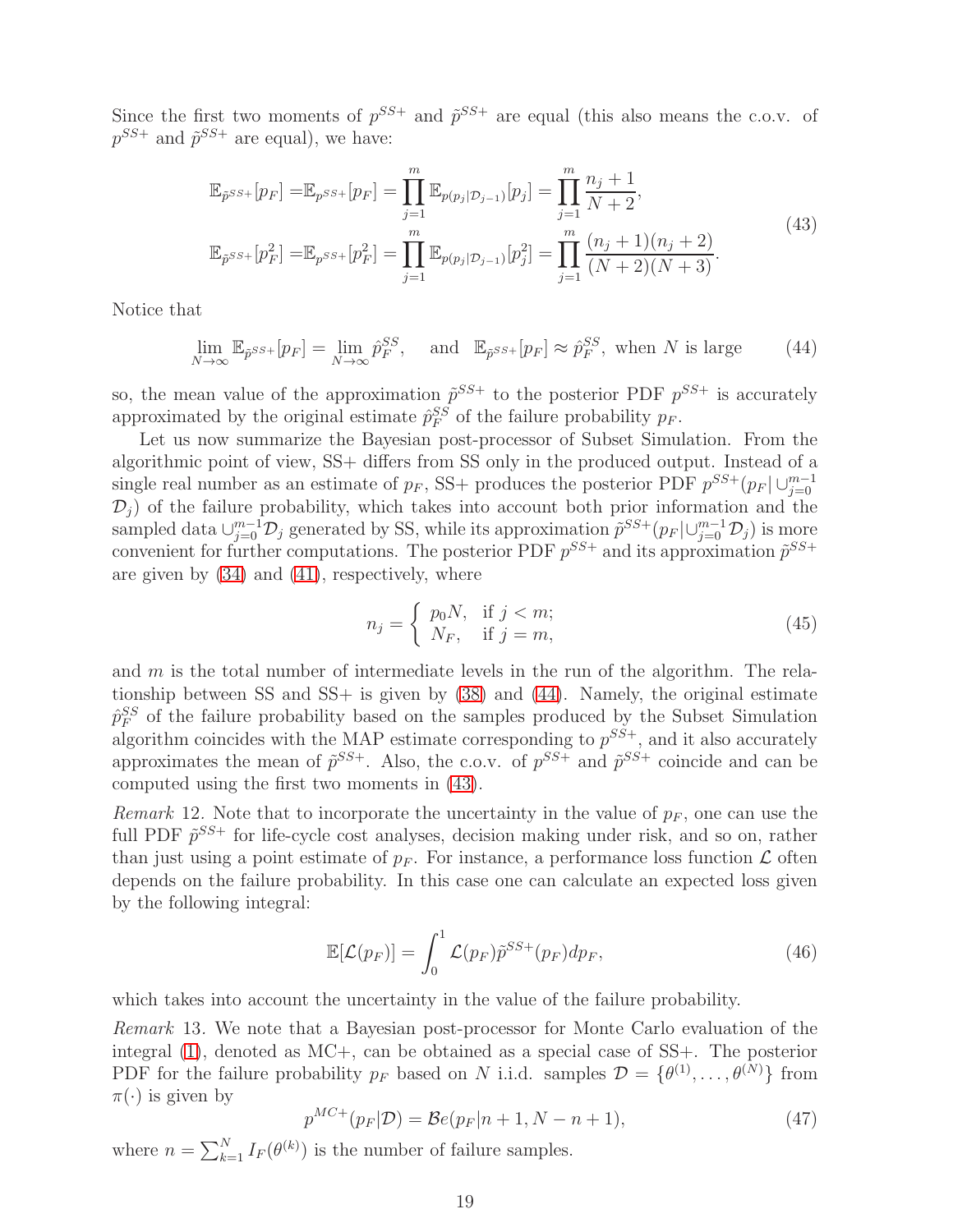Since the first two moments of $p^{SS+}$ and $\tilde{p}^{SS+}$ are equal (this also means the c.o.v. of $p^{SS+}$ and $\tilde{p}^{SS+}$ are equal), we have:

$$
\begin{aligned}
\mathbb{E}_{\tilde{p}^{SS+}}[p_F] &= \mathbb{E}_{p^{SS+}}[p_F] = \prod_{j=1}^{m} \mathbb{E}_{p(p_j|\mathcal{D}_{j-1})}[p_j] = \prod_{j=1}^{m} \frac{n_j+1}{N+2}, \\
\mathbb{E}_{\tilde{p}^{SS+}}[p_F^2] &= \mathbb{E}_{p^{SS+}}[p_F^2] = \prod_{j=1}^{m} \mathbb{E}_{p(p_j|\mathcal{D}_{j-1})}[p_j^2] = \prod_{j=1}^{m} \frac{(n_j+1)(n_j+2)}{(N+2)(N+3)}.
\end{aligned}
\tag{43}
$$

Notice that

$$
\lim_{N\to\infty} \mathbb{E}_{\tilde{p}^{SS+}}[p_F] = \lim_{N\to\infty} \hat{p}_F^{SS}, \quad \text{and} \quad \mathbb{E}_{\tilde{p}^{SS+}}[p_F] \approx \hat{p}_F^{SS}, \text{ when } N \text{ is large} \tag{44}
$$

so, the mean value of the approximation $\tilde{p}^{SS+}$ to the posterior PDF $p^{SS+}$ is accurately approximated by the original estimate $\hat{p}_F^{SS}$ of the failure probability $p_F$.

Let us now summarize the Bayesian post-processor of Subset Simulation. From the algorithmic point of view, SS+ differs from SS only in the produced output. Instead of a single real number as an estimate of $p_F$, SS+ produces the posterior PDF $p^{SS+}(p_F|\cup_{j=0}^{m-1}\mathcal{D}_j)$ of the failure probability, which takes into account both prior information and the sampled data $\cup_{j=0}^{m-1}\mathcal{D}_j$ generated by SS, while its approximation $\tilde{p}^{SS+}(p_F|\cup_{j=0}^{m-1}\mathcal{D}_j)$ is more convenient for further computations. The posterior PDF $p^{SS+}$ and its approximation $\tilde{p}^{SS+}$ are given by (34) and (41), respectively, where

$$
n_j = \begin{cases} p_0 N, & \text{if } j < m; \\ N_F, & \text{if } j = m, \end{cases} \tag{45}
$$

and $m$ is the total number of intermediate levels in the run of the algorithm. The relationship between SS and SS+ is given by (38) and (44). Namely, the original estimate $\hat{p}_F^{SS}$ of the failure probability based on the samples produced by the Subset Simulation algorithm coincides with the MAP estimate corresponding to $p^{SS+}$, and it also accurately approximates the mean of $\tilde{p}^{SS+}$. Also, the c.o.v. of $p^{SS+}$ and $\tilde{p}^{SS+}$ coincide and can be computed using the first two moments in (43).

*Remark* 12. Note that to incorporate the uncertainty in the value of $p_F$, one can use the full PDF $\tilde{p}^{SS+}$ for life-cycle cost analyses, decision making under risk, and so on, rather than just using a point estimate of $p_F$. For instance, a performance loss function $\mathcal{L}$ often depends on the failure probability. In this case one can calculate an expected loss given by the following integral:

$$
\mathbb{E}[\mathcal{L}(p_F)] = \int_0^1 \mathcal{L}(p_F)\tilde{p}^{SS+}(p_F)dp_F, \tag{46}
$$

which takes into account the uncertainty in the value of the failure probability.

*Remark* 13. We note that a Bayesian post-processor for Monte Carlo evaluation of the integral (1), denoted as MC+, can be obtained as a special case of SS+. The posterior PDF for the failure probability $p_F$ based on $N$ i.i.d. samples $\mathcal{D} = \{\theta^{(1)}, \ldots, \theta^{(N)}\}$ from $\pi(\cdot)$ is given by

$$
p^{MC+}(p_F|\mathcal{D}) = \mathcal{B}e(p_F|n+1, N-n+1), \tag{47}
$$

where $n = \sum_{k=1}^{N} I_F(\theta^{(k)})$ is the number of failure samples.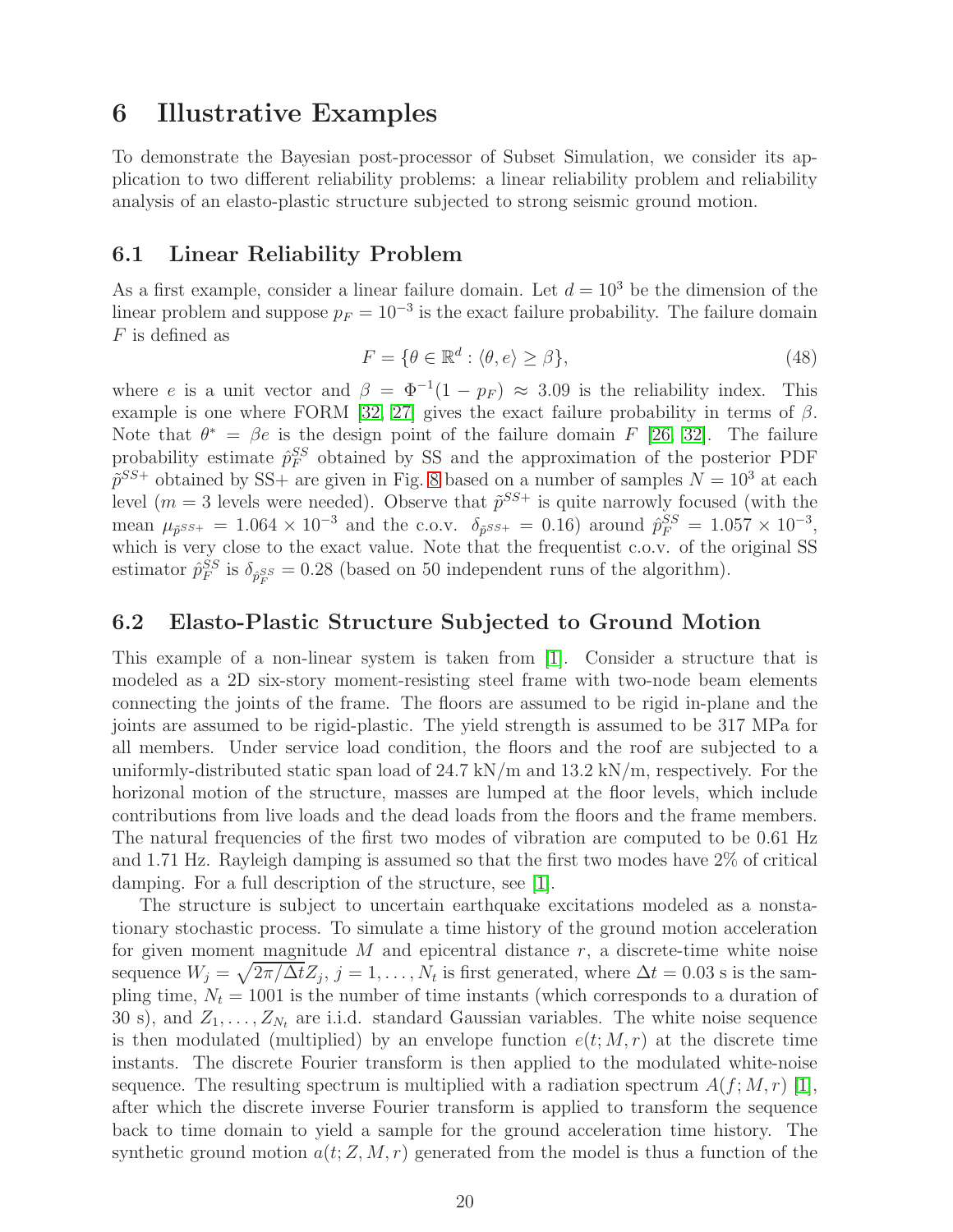# 6 Illustrative Examples

To demonstrate the Bayesian post-processor of Subset Simulation, we consider its application to two different reliability problems: a linear reliability problem and reliability analysis of an elasto-plastic structure subjected to strong seismic ground motion.

## 6.1 Linear Reliability Problem

As a first example, consider a linear failure domain. Let $d = 10^3$ be the dimension of the linear problem and suppose $p_F = 10^{-3}$ is the exact failure probability. The failure domain $F$ is defined as

$$F = \{\theta \in \mathbb{R}^d : \langle \theta, e \rangle \geq \beta\}, \tag{48}$$

where $e$ is a unit vector and $\beta = \Phi^{-1}(1 - p_F) \approx 3.09$ is the reliability index. This example is one where FORM [32, 27] gives the exact failure probability in terms of $\beta$. Note that $\theta^* = \beta e$ is the design point of the failure domain $F$ [26, 32]. The failure probability estimate $\hat{p}_F^{SS}$ obtained by SS and the approximation of the posterior PDF $\tilde{p}^{SS+}$ obtained by SS+ are given in Fig. 8 based on a number of samples $N = 10^3$ at each level ($m = 3$ levels were needed). Observe that $\tilde{p}^{SS+}$ is quite narrowly focused (with the mean $\mu_{\tilde{p}^{SS+}} = 1.064 \times 10^{-3}$ and the c.o.v. $\delta_{\tilde{p}^{SS+}} = 0.16$) around $\hat{p}_F^{SS} = 1.057 \times 10^{-3}$, which is very close to the exact value. Note that the frequentist c.o.v. of the original SS estimator $\hat{p}_F^{SS}$ is $\delta_{\hat{p}_F^{SS}} = 0.28$ (based on 50 independent runs of the algorithm).

## 6.2 Elasto-Plastic Structure Subjected to Ground Motion

This example of a non-linear system is taken from [1]. Consider a structure that is modeled as a 2D six-story moment-resisting steel frame with two-node beam elements connecting the joints of the frame. The floors are assumed to be rigid in-plane and the joints are assumed to be rigid-plastic. The yield strength is assumed to be 317 MPa for all members. Under service load condition, the floors and the roof are subjected to a uniformly-distributed static span load of 24.7 kN/m and 13.2 kN/m, respectively. For the horizonal motion of the structure, masses are lumped at the floor levels, which include contributions from live loads and the dead loads from the floors and the frame members. The natural frequencies of the first two modes of vibration are computed to be 0.61 Hz and 1.71 Hz. Rayleigh damping is assumed so that the first two modes have 2% of critical damping. For a full description of the structure, see [1].

The structure is subject to uncertain earthquake excitations modeled as a nonstationary stochastic process. To simulate a time history of the ground motion acceleration for given moment magnitude $M$ and epicentral distance $r$, a discrete-time white noise sequence $W_j = \sqrt{2\pi/\Delta t} Z_j$, $j = 1, \ldots, N_t$ is first generated, where $\Delta t = 0.03$ s is the sampling time, $N_t = 1001$ is the number of time instants (which corresponds to a duration of 30 s), and $Z_1, \ldots, Z_{N_t}$ are i.i.d. standard Gaussian variables. The white noise sequence is then modulated (multiplied) by an envelope function $e(t; M, r)$ at the discrete time instants. The discrete Fourier transform is then applied to the modulated white-noise sequence. The resulting spectrum is multiplied with a radiation spectrum $A(f; M, r)$ [1], after which the discrete inverse Fourier transform is applied to transform the sequence back to time domain to yield a sample for the ground acceleration time history. The synthetic ground motion $a(t; Z, M, r)$ generated from the model is thus a function of the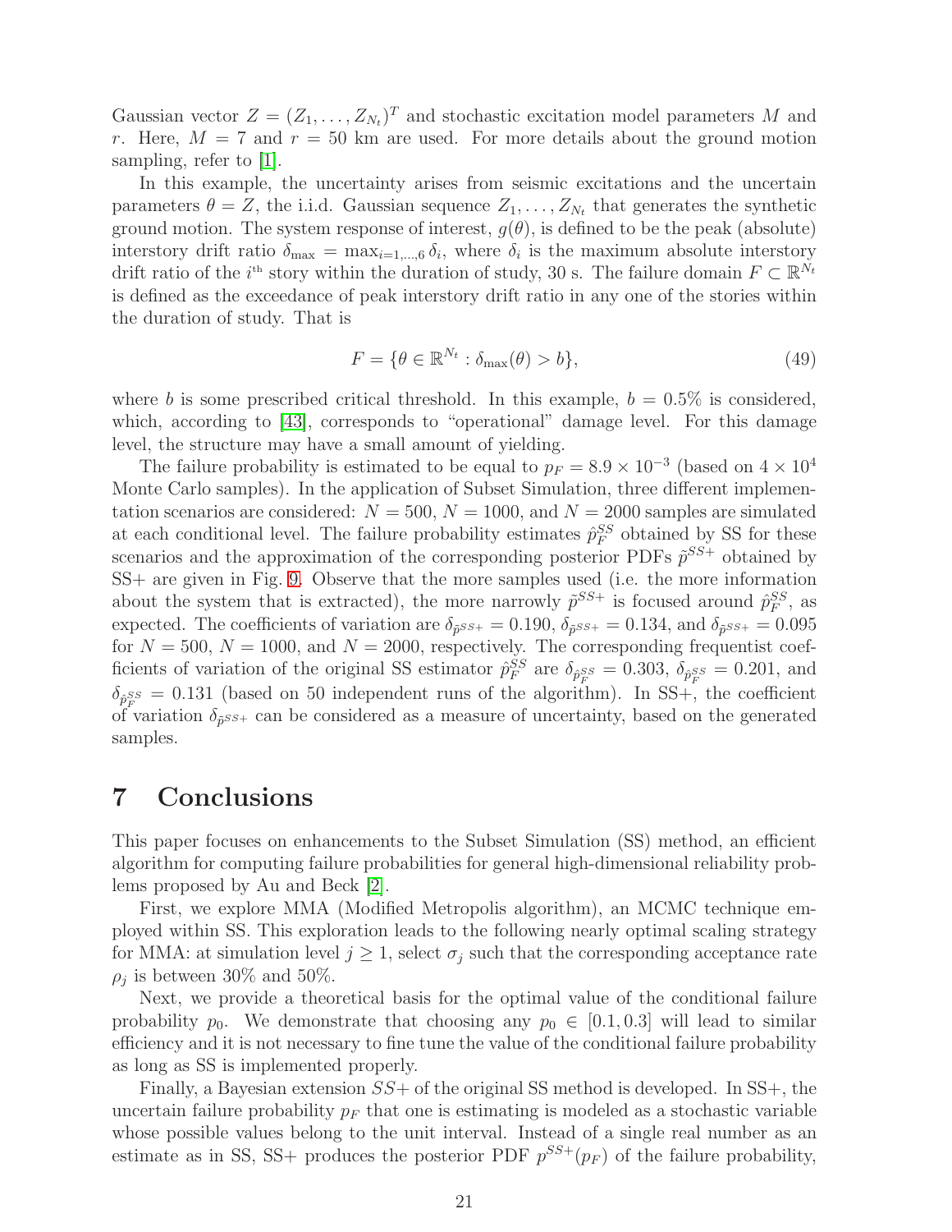Gaussian vector $Z = (Z_1, \ldots, Z_{N_t})^T$ and stochastic excitation model parameters $M$ and $r$. Here, $M = 7$ and $r = 50$ km are used. For more details about the ground motion sampling, refer to [1].

In this example, the uncertainty arises from seismic excitations and the uncertain parameters $\theta = Z$, the i.i.d. Gaussian sequence $Z_1, \ldots, Z_{N_t}$ that generates the synthetic ground motion. The system response of interest, $g(\theta)$, is defined to be the peak (absolute) interstory drift ratio $\delta_{\max} = \max_{i=1,\ldots,6} \delta_i$, where $\delta_i$ is the maximum absolute interstory drift ratio of the $i^{\text{th}}$ story within the duration of study, 30 s. The failure domain $F \subset \mathbb{R}^{N_t}$ is defined as the exceedance of peak interstory drift ratio in any one of the stories within the duration of study. That is

$$F = \{\theta \in \mathbb{R}^{N_t} : \delta_{\max}(\theta) > b\}, \tag{49}$$

where $b$ is some prescribed critical threshold. In this example, $b = 0.5\%$ is considered, which, according to [43], corresponds to "operational" damage level. For this damage level, the structure may have a small amount of yielding.

The failure probability is estimated to be equal to $p_F = 8.9 \times 10^{-3}$ (based on $4 \times 10^4$ Monte Carlo samples). In the application of Subset Simulation, three different implementation scenarios are considered: $N = 500$, $N = 1000$, and $N = 2000$ samples are simulated at each conditional level. The failure probability estimates $\hat{p}_F^{SS}$ obtained by SS for these scenarios and the approximation of the corresponding posterior PDFs $\tilde{p}^{SS+}$ obtained by SS+ are given in Fig. 9. Observe that the more samples used (i.e. the more information about the system that is extracted), the more narrowly $\tilde{p}^{SS+}$ is focused around $\hat{p}_F^{SS}$, as expected. The coefficients of variation are $\delta_{\tilde{p}^{SS+}} = 0.190$, $\delta_{\tilde{p}^{SS+}} = 0.134$, and $\delta_{\tilde{p}^{SS+}} = 0.095$ for $N = 500$, $N = 1000$, and $N = 2000$, respectively. The corresponding frequentist coefficients of variation of the original SS estimator $\hat{p}_F^{SS}$ are $\delta_{\hat{p}_F^{SS}} = 0.303$, $\delta_{\hat{p}_F^{SS}} = 0.201$, and $\delta_{\hat{p}_F^{SS}} = 0.131$ (based on 50 independent runs of the algorithm). In SS+, the coefficient of variation $\delta_{\tilde{p}^{SS+}}$ can be considered as a measure of uncertainty, based on the generated samples.

# 7 Conclusions

This paper focuses on enhancements to the Subset Simulation (SS) method, an efficient algorithm for computing failure probabilities for general high-dimensional reliability problems proposed by Au and Beck [2].

First, we explore MMA (Modified Metropolis algorithm), an MCMC technique employed within SS. This exploration leads to the following nearly optimal scaling strategy for MMA: at simulation level $j \geq 1$, select $\sigma_j$ such that the corresponding acceptance rate $\rho_j$ is between 30% and 50%.

Next, we provide a theoretical basis for the optimal value of the conditional failure probability $p_0$. We demonstrate that choosing any $p_0 \in [0.1, 0.3]$ will lead to similar efficiency and it is not necessary to fine tune the value of the conditional failure probability as long as SS is implemented properly.

Finally, a Bayesian extension *SS+* of the original SS method is developed. In SS+, the uncertain failure probability $p_F$ that one is estimating is modeled as a stochastic variable whose possible values belong to the unit interval. Instead of a single real number as an estimate as in SS, SS+ produces the posterior PDF $p^{SS+}(p_F)$ of the failure probability,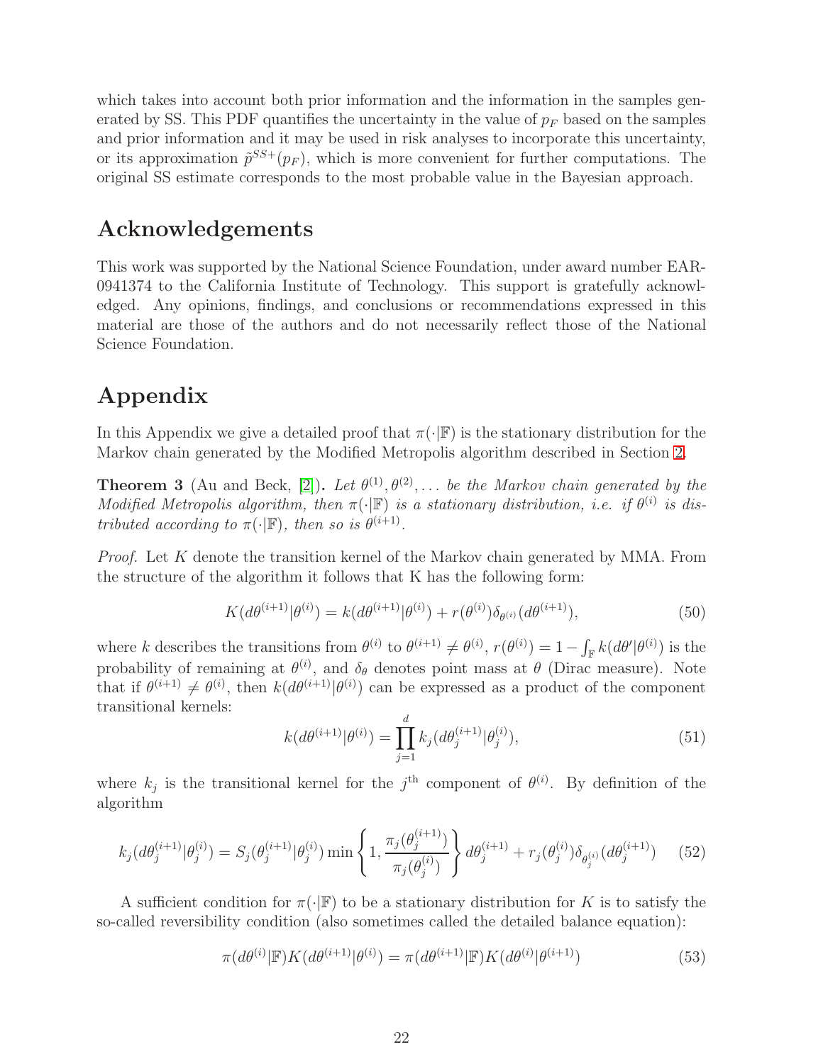which takes into account both prior information and the information in the samples generated by SS. This PDF quantifies the uncertainty in the value of $p_F$ based on the samples and prior information and it may be used in risk analyses to incorporate this uncertainty, or its approximation $\tilde{p}^{SS+}(p_F)$, which is more convenient for further computations. The original SS estimate corresponds to the most probable value in the Bayesian approach.

# Acknowledgements

This work was supported by the National Science Foundation, under award number EAR-0941374 to the California Institute of Technology. This support is gratefully acknowledged. Any opinions, findings, and conclusions or recommendations expressed in this material are those of the authors and do not necessarily reflect those of the National Science Foundation.

# Appendix

In this Appendix we give a detailed proof that $\pi(\cdot|\mathbb{F})$ is the stationary distribution for the Markov chain generated by the Modified Metropolis algorithm described in Section 2.

**Theorem 3** (Au and Beck, [2]). *Let $\theta^{(1)}, \theta^{(2)}, \ldots$ be the Markov chain generated by the Modified Metropolis algorithm, then $\pi(\cdot|\mathbb{F})$ is a stationary distribution, i.e. if $\theta^{(i)}$ is distributed according to $\pi(\cdot|\mathbb{F})$, then so is $\theta^{(i+1)}$.*

*Proof.* Let $K$ denote the transition kernel of the Markov chain generated by MMA. From the structure of the algorithm it follows that K has the following form:

$$K(d\theta^{(i+1)}|\theta^{(i)}) = k(d\theta^{(i+1)}|\theta^{(i)}) + r(\theta^{(i)})\delta_{\theta^{(i)}}(d\theta^{(i+1)}), \tag{50}$$

where $k$ describes the transitions from $\theta^{(i)}$ to $\theta^{(i+1)} \neq \theta^{(i)}$, $r(\theta^{(i)}) = 1 - \int_{\mathbb{F}} k(d\theta'|\theta^{(i)})$ is the probability of remaining at $\theta^{(i)}$, and $\delta_\theta$ denotes point mass at $\theta$ (Dirac measure). Note that if $\theta^{(i+1)} \neq \theta^{(i)}$, then $k(d\theta^{(i+1)}|\theta^{(i)})$ can be expressed as a product of the component transitional kernels:

$$k(d\theta^{(i+1)}|\theta^{(i)}) = \prod_{j=1}^{d} k_j(d\theta_j^{(i+1)}|\theta_j^{(i)}), \tag{51}$$

where $k_j$ is the transitional kernel for the $j^{\text{th}}$ component of $\theta^{(i)}$. By definition of the algorithm

$$k_j(d\theta_j^{(i+1)}|\theta_j^{(i)}) = S_j(\theta_j^{(i+1)}|\theta_j^{(i)}) \min\left\{1, \frac{\pi_j(\theta_j^{(i+1)})}{\pi_j(\theta_j^{(i)})}\right\} d\theta_j^{(i+1)} + r_j(\theta_j^{(i)})\delta_{\theta_j^{(i)}}(d\theta_j^{(i+1)}) \tag{52}$$

A sufficient condition for $\pi(\cdot|\mathbb{F})$ to be a stationary distribution for $K$ is to satisfy the so-called reversibility condition (also sometimes called the detailed balance equation):

$$\pi(d\theta^{(i)}|\mathbb{F})K(d\theta^{(i+1)}|\theta^{(i)}) = \pi(d\theta^{(i+1)}|\mathbb{F})K(d\theta^{(i)}|\theta^{(i+1)}) \tag{53}$$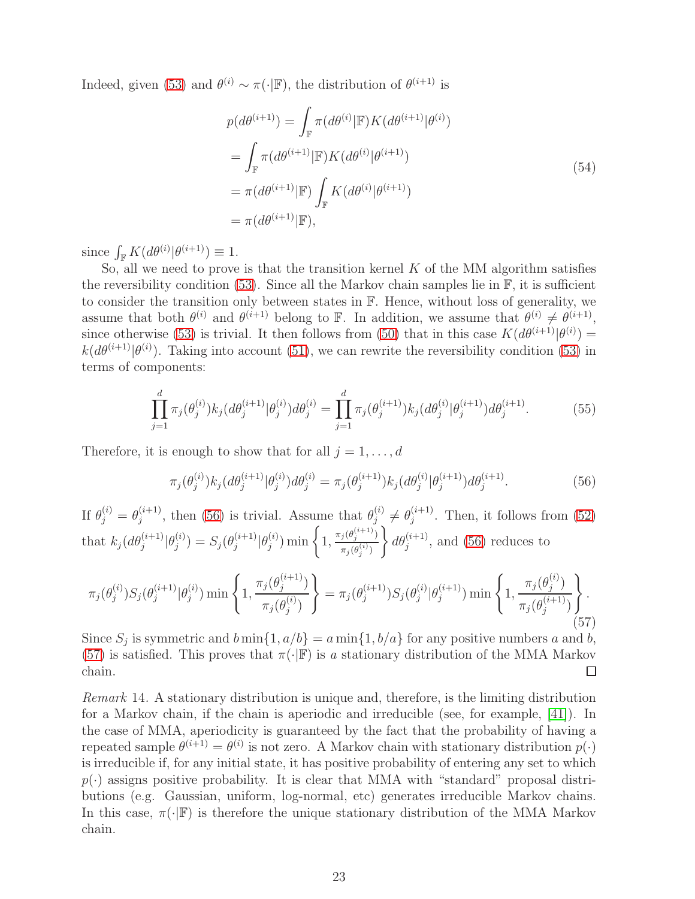Indeed, given (53) and $\theta^{(i)} \sim \pi(\cdot|\mathbb{F})$, the distribution of $\theta^{(i+1)}$ is

$$
\begin{aligned}
p(d\theta^{(i+1)}) &= \int_{\mathbb{F}} \pi(d\theta^{(i)}|\mathbb{F}) K(d\theta^{(i+1)}|\theta^{(i)}) \\
&= \int_{\mathbb{F}} \pi(d\theta^{(i+1)}|\mathbb{F}) K(d\theta^{(i)}|\theta^{(i+1)}) \\
&= \pi(d\theta^{(i+1)}|\mathbb{F}) \int_{\mathbb{F}} K(d\theta^{(i)}|\theta^{(i+1)}) \\
&= \pi(d\theta^{(i+1)}|\mathbb{F}),
\end{aligned}
\tag{54}
$$

since $\int_{\mathbb{F}} K(d\theta^{(i)}|\theta^{(i+1)}) \equiv 1$.

So, all we need to prove is that the transition kernel $K$ of the MM algorithm satisfies the reversibility condition (53). Since all the Markov chain samples lie in $\mathbb{F}$, it is sufficient to consider the transition only between states in $\mathbb{F}$. Hence, without loss of generality, we assume that both $\theta^{(i)}$ and $\theta^{(i+1)}$ belong to $\mathbb{F}$. In addition, we assume that $\theta^{(i)} \neq \theta^{(i+1)}$, since otherwise (53) is trivial. It then follows from (50) that in this case $K(d\theta^{(i+1)}|\theta^{(i)}) = k(d\theta^{(i+1)}|\theta^{(i)})$. Taking into account (51), we can rewrite the reversibility condition (53) in terms of components:

$$
\prod_{j=1}^{d} \pi_j(\theta_j^{(i)}) k_j(d\theta_j^{(i+1)}|\theta_j^{(i)}) d\theta_j^{(i)} = \prod_{j=1}^{d} \pi_j(\theta_j^{(i+1)}) k_j(d\theta_j^{(i)}|\theta_j^{(i+1)}) d\theta_j^{(i+1)}. \tag{55}
$$

Therefore, it is enough to show that for all $j = 1, \ldots, d$

$$
\pi_j(\theta_j^{(i)}) k_j(d\theta_j^{(i+1)}|\theta_j^{(i)}) d\theta_j^{(i)} = \pi_j(\theta_j^{(i+1)}) k_j(d\theta_j^{(i)}|\theta_j^{(i+1)}) d\theta_j^{(i+1)}. \tag{56}
$$

If $\theta_j^{(i)} = \theta_j^{(i+1)}$, then (56) is trivial. Assume that $\theta_j^{(i)} \neq \theta_j^{(i+1)}$. Then, it follows from (52) that $k_j(d\theta_j^{(i+1)}|\theta_j^{(i)}) = S_j(\theta_j^{(i+1)}|\theta_j^{(i)}) \min\left\{1, \frac{\pi_j(\theta_j^{(i+1)})}{\pi_j(\theta_j^{(i)})}\right\} d\theta_j^{(i+1)}$, and (56) reduces to

$$
\pi_j(\theta_j^{(i)}) S_j(\theta_j^{(i+1)}|\theta_j^{(i)}) \min\left\{1, \frac{\pi_j(\theta_j^{(i+1)})}{\pi_j(\theta_j^{(i)})}\right\} = \pi_j(\theta_j^{(i+1)}) S_j(\theta_j^{(i)}|\theta_j^{(i+1)}) \min\left\{1, \frac{\pi_j(\theta_j^{(i)})}{\pi_j(\theta_j^{(i+1)})}\right\}. \tag{57}
$$

Since $S_j$ is symmetric and $b \min\{1, a/b\} = a \min\{1, b/a\}$ for any positive numbers $a$ and $b$, (57) is satisfied. This proves that $\pi(\cdot|\mathbb{F})$ is *a* stationary distribution of the MMA Markov chain. □

*Remark* 14. A stationary distribution is unique and, therefore, is the limiting distribution for a Markov chain, if the chain is aperiodic and irreducible (see, for example, [41]). In the case of MMA, aperiodicity is guaranteed by the fact that the probability of having a repeated sample $\theta^{(i+1)} = \theta^{(i)}$ is not zero. A Markov chain with stationary distribution $p(\cdot)$ is irreducible if, for any initial state, it has positive probability of entering any set to which $p(\cdot)$ assigns positive probability. It is clear that MMA with "standard" proposal distributions (e.g. Gaussian, uniform, log-normal, etc) generates irreducible Markov chains. In this case, $\pi(\cdot|\mathbb{F})$ is therefore the unique stationary distribution of the MMA Markov chain.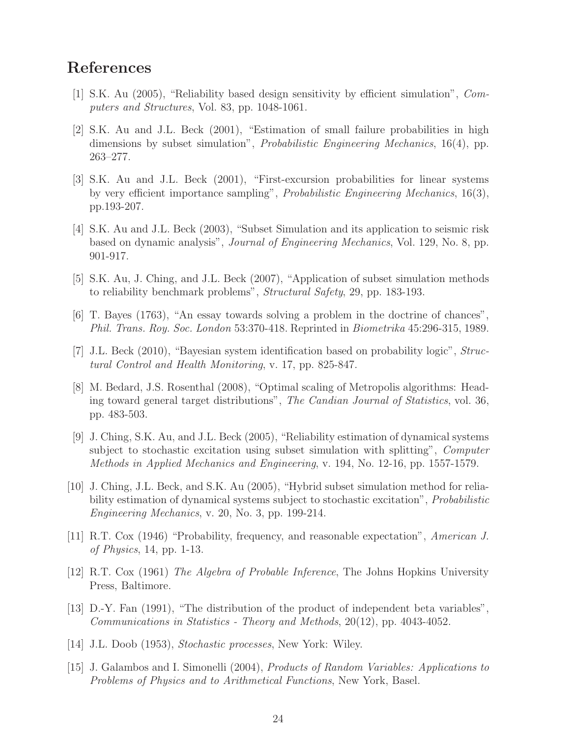# References

[1] S.K. Au (2005), "Reliability based design sensitivity by efficient simulation", *Computers and Structures*, Vol. 83, pp. 1048-1061.

[2] S.K. Au and J.L. Beck (2001), "Estimation of small failure probabilities in high dimensions by subset simulation", *Probabilistic Engineering Mechanics*, 16(4), pp. 263–277.

[3] S.K. Au and J.L. Beck (2001), "First-excursion probabilities for linear systems by very efficient importance sampling", *Probabilistic Engineering Mechanics*, 16(3), pp.193-207.

[4] S.K. Au and J.L. Beck (2003), "Subset Simulation and its application to seismic risk based on dynamic analysis", *Journal of Engineering Mechanics*, Vol. 129, No. 8, pp. 901-917.

[5] S.K. Au, J. Ching, and J.L. Beck (2007), "Application of subset simulation methods to reliability benchmark problems", *Structural Safety*, 29, pp. 183-193.

[6] T. Bayes (1763), "An essay towards solving a problem in the doctrine of chances", *Phil. Trans. Roy. Soc. London* 53:370-418. Reprinted in *Biometrika* 45:296-315, 1989.

[7] J.L. Beck (2010), "Bayesian system identification based on probability logic", *Structural Control and Health Monitoring*, v. 17, pp. 825-847.

[8] M. Bedard, J.S. Rosenthal (2008), "Optimal scaling of Metropolis algorithms: Heading toward general target distributions", *The Candian Journal of Statistics*, vol. 36, pp. 483-503.

[9] J. Ching, S.K. Au, and J.L. Beck (2005), "Reliability estimation of dynamical systems subject to stochastic excitation using subset simulation with splitting", *Computer Methods in Applied Mechanics and Engineering*, v. 194, No. 12-16, pp. 1557-1579.

[10] J. Ching, J.L. Beck, and S.K. Au (2005), "Hybrid subset simulation method for reliability estimation of dynamical systems subject to stochastic excitation", *Probabilistic Engineering Mechanics*, v. 20, No. 3, pp. 199-214.

[11] R.T. Cox (1946) "Probability, frequency, and reasonable expectation", *American J. of Physics*, 14, pp. 1-13.

[12] R.T. Cox (1961) *The Algebra of Probable Inference*, The Johns Hopkins University Press, Baltimore.

[13] D.-Y. Fan (1991), "The distribution of the product of independent beta variables", *Communications in Statistics - Theory and Methods*, 20(12), pp. 4043-4052.

[14] J.L. Doob (1953), *Stochastic processes*, New York: Wiley.

[15] J. Galambos and I. Simonelli (2004), *Products of Random Variables: Applications to Problems of Physics and to Arithmetical Functions*, New York, Basel.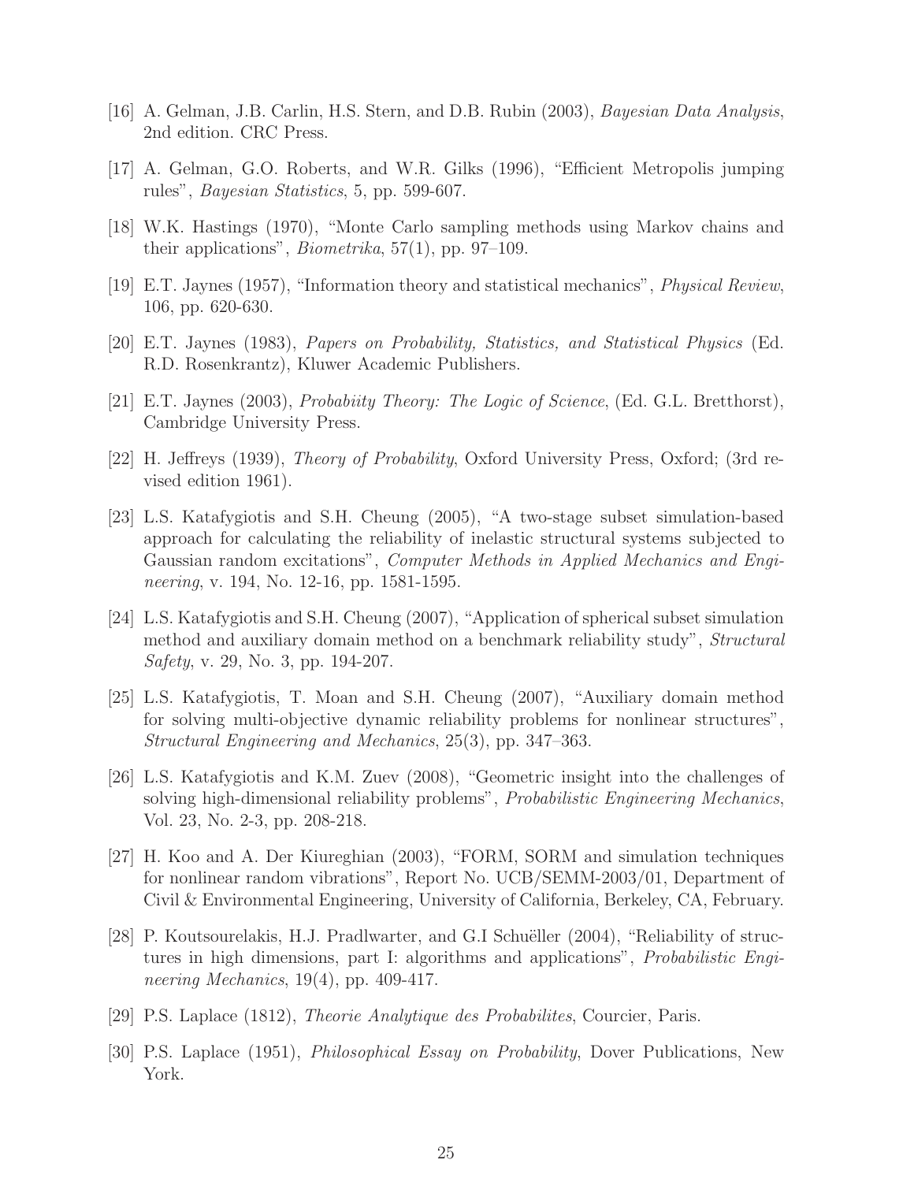[16] A. Gelman, J.B. Carlin, H.S. Stern, and D.B. Rubin (2003), *Bayesian Data Analysis*, 2nd edition. CRC Press.

[17] A. Gelman, G.O. Roberts, and W.R. Gilks (1996), "Efficient Metropolis jumping rules", *Bayesian Statistics*, 5, pp. 599-607.

[18] W.K. Hastings (1970), "Monte Carlo sampling methods using Markov chains and their applications", *Biometrika*, 57(1), pp. 97–109.

[19] E.T. Jaynes (1957), "Information theory and statistical mechanics", *Physical Review*, 106, pp. 620-630.

[20] E.T. Jaynes (1983), *Papers on Probability, Statistics, and Statistical Physics* (Ed. R.D. Rosenkrantz), Kluwer Academic Publishers.

[21] E.T. Jaynes (2003), *Probabiity Theory: The Logic of Science*, (Ed. G.L. Bretthorst), Cambridge University Press.

[22] H. Jeffreys (1939), *Theory of Probability*, Oxford University Press, Oxford; (3rd revised edition 1961).

[23] L.S. Katafygiotis and S.H. Cheung (2005), "A two-stage subset simulation-based approach for calculating the reliability of inelastic structural systems subjected to Gaussian random excitations", *Computer Methods in Applied Mechanics and Engineering*, v. 194, No. 12-16, pp. 1581-1595.

[24] L.S. Katafygiotis and S.H. Cheung (2007), "Application of spherical subset simulation method and auxiliary domain method on a benchmark reliability study", *Structural Safety*, v. 29, No. 3, pp. 194-207.

[25] L.S. Katafygiotis, T. Moan and S.H. Cheung (2007), "Auxiliary domain method for solving multi-objective dynamic reliability problems for nonlinear structures", *Structural Engineering and Mechanics*, 25(3), pp. 347–363.

[26] L.S. Katafygiotis and K.M. Zuev (2008), "Geometric insight into the challenges of solving high-dimensional reliability problems", *Probabilistic Engineering Mechanics*, Vol. 23, No. 2-3, pp. 208-218.

[27] H. Koo and A. Der Kiureghian (2003), "FORM, SORM and simulation techniques for nonlinear random vibrations", Report No. UCB/SEMM-2003/01, Department of Civil & Environmental Engineering, University of California, Berkeley, CA, February.

[28] P. Koutsourelakis, H.J. Pradlwarter, and G.I Schuëller (2004), "Reliability of structures in high dimensions, part I: algorithms and applications", *Probabilistic Engineering Mechanics*, 19(4), pp. 409-417.

[29] P.S. Laplace (1812), *Theorie Analytique des Probabilites*, Courcier, Paris.

[30] P.S. Laplace (1951), *Philosophical Essay on Probability*, Dover Publications, New York.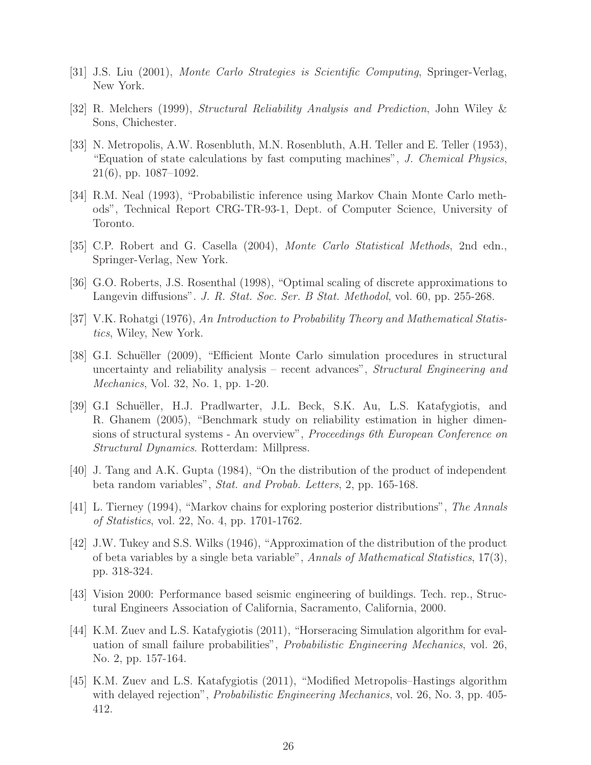[31] J.S. Liu (2001), *Monte Carlo Strategies is Scientific Computing*, Springer-Verlag, New York.

[32] R. Melchers (1999), *Structural Reliability Analysis and Prediction*, John Wiley & Sons, Chichester.

[33] N. Metropolis, A.W. Rosenbluth, M.N. Rosenbluth, A.H. Teller and E. Teller (1953), "Equation of state calculations by fast computing machines", *J. Chemical Physics*, 21(6), pp. 1087–1092.

[34] R.M. Neal (1993), "Probabilistic inference using Markov Chain Monte Carlo methods", Technical Report CRG-TR-93-1, Dept. of Computer Science, University of Toronto.

[35] C.P. Robert and G. Casella (2004), *Monte Carlo Statistical Methods*, 2nd edn., Springer-Verlag, New York.

[36] G.O. Roberts, J.S. Rosenthal (1998), "Optimal scaling of discrete approximations to Langevin diffusions". *J. R. Stat. Soc. Ser. B Stat. Methodol*, vol. 60, pp. 255-268.

[37] V.K. Rohatgi (1976), *An Introduction to Probability Theory and Mathematical Statistics*, Wiley, New York.

[38] G.I. Schuëller (2009), "Efficient Monte Carlo simulation procedures in structural uncertainty and reliability analysis – recent advances", *Structural Engineering and Mechanics*, Vol. 32, No. 1, pp. 1-20.

[39] G.I Schuëller, H.J. Pradlwarter, J.L. Beck, S.K. Au, L.S. Katafygiotis, and R. Ghanem (2005), "Benchmark study on reliability estimation in higher dimensions of structural systems - An overview", *Proceedings 6th European Conference on Structural Dynamics*. Rotterdam: Millpress.

[40] J. Tang and A.K. Gupta (1984), "On the distribution of the product of independent beta random variables", *Stat. and Probab. Letters*, 2, pp. 165-168.

[41] L. Tierney (1994), "Markov chains for exploring posterior distributions", *The Annals of Statistics*, vol. 22, No. 4, pp. 1701-1762.

[42] J.W. Tukey and S.S. Wilks (1946), "Approximation of the distribution of the product of beta variables by a single beta variable", *Annals of Mathematical Statistics*, 17(3), pp. 318-324.

[43] Vision 2000: Performance based seismic engineering of buildings. Tech. rep., Structural Engineers Association of California, Sacramento, California, 2000.

[44] K.M. Zuev and L.S. Katafygiotis (2011), "Horseracing Simulation algorithm for evaluation of small failure probabilities", *Probabilistic Engineering Mechanics*, vol. 26, No. 2, pp. 157-164.

[45] K.M. Zuev and L.S. Katafygiotis (2011), "Modified Metropolis–Hastings algorithm with delayed rejection", *Probabilistic Engineering Mechanics*, vol. 26, No. 3, pp. 405-412.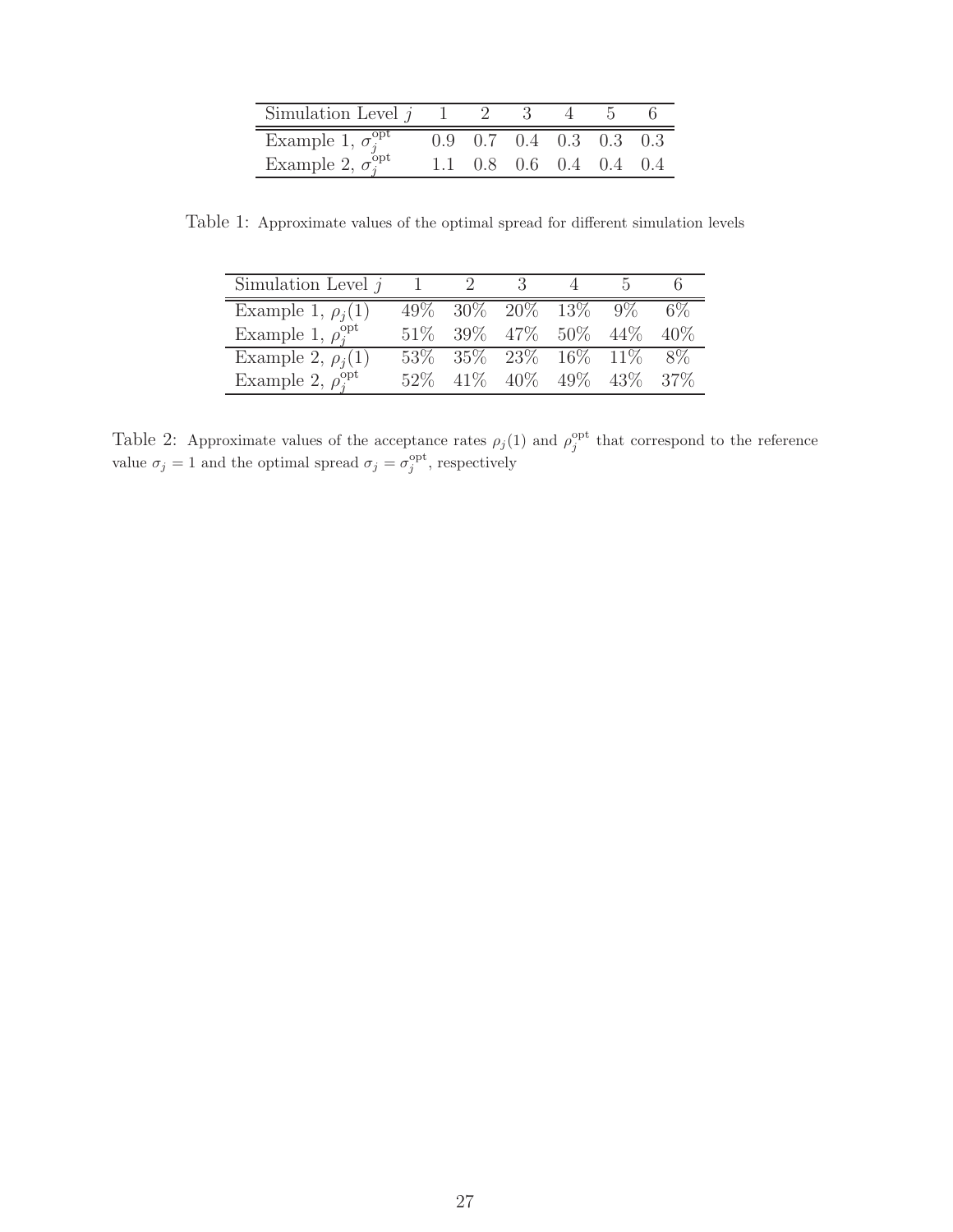| Simulation Level $j$ | 1 | 2 | 3 | 4 | 5 | 6 |
|---|---|---|---|---|---|---|
| Example 1, $\sigma_j^{\text{opt}}$ | 0.9 | 0.7 | 0.4 | 0.3 | 0.3 | 0.3 |
| Example 2, $\sigma_j^{\text{opt}}$ | 1.1 | 0.8 | 0.6 | 0.4 | 0.4 | 0.4 |

Table 1: Approximate values of the optimal spread for different simulation levels

| Simulation Level $j$ | 1 | 2 | 3 | 4 | 5 | 6 |
|---|---|---|---|---|---|---|
| Example 1, $\rho_j(1)$ | 49% | 30% | 20% | 13% | 9% | 6% |
| Example 1, $\rho_j^{\text{opt}}$ | 51% | 39% | 47% | 50% | 44% | 40% |
| Example 2, $\rho_j(1)$ | 53% | 35% | 23% | 16% | 11% | 8% |
| Example 2, $\rho_j^{\text{opt}}$ | 52% | 41% | 40% | 49% | 43% | 37% |

Table 2: Approximate values of the acceptance rates $\rho_j(1)$ and $\rho_j^{\text{opt}}$ that correspond to the reference value $\sigma_j = 1$ and the optimal spread $\sigma_j = \sigma_j^{\text{opt}}$, respectively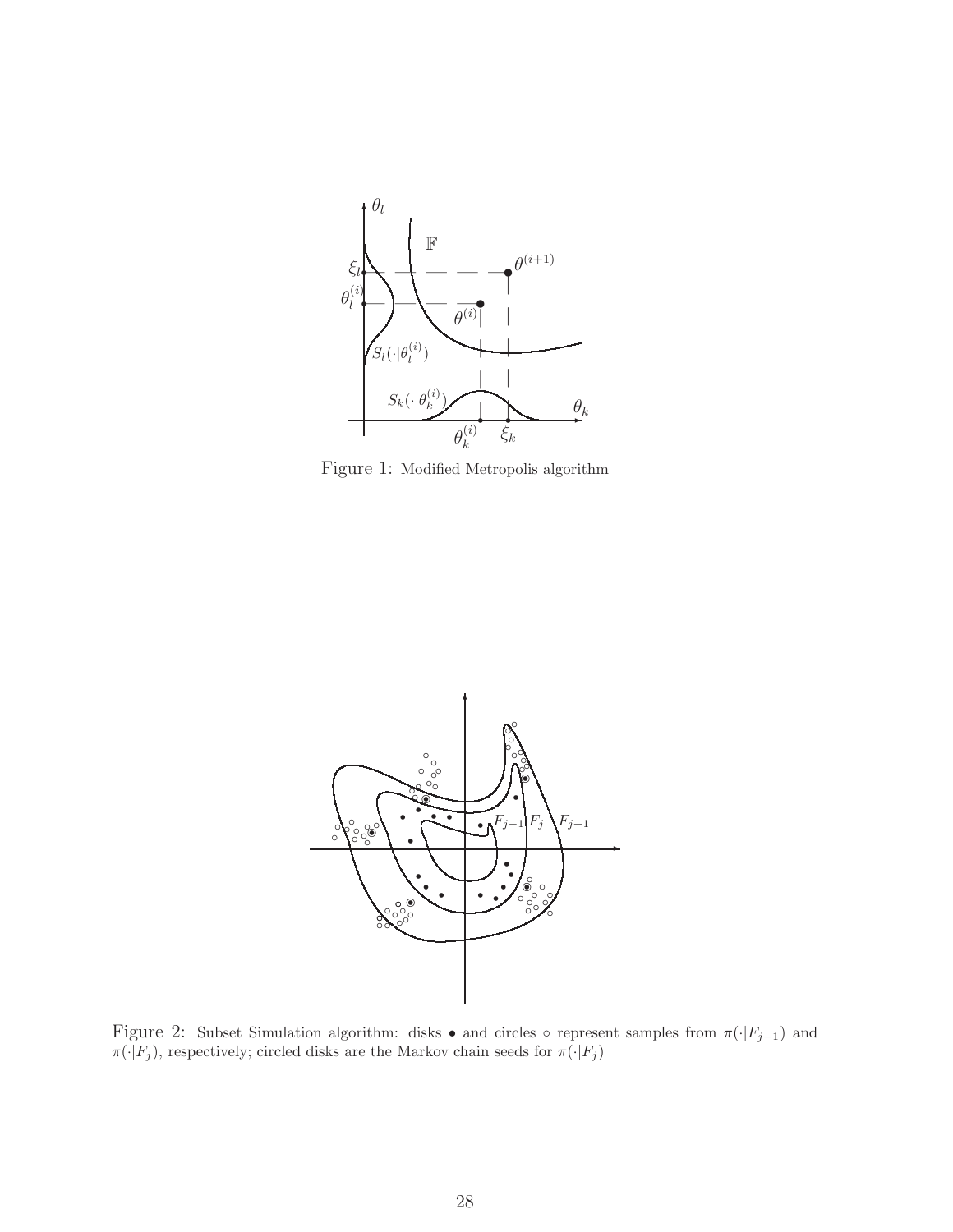Figure 1: Modified Metropolis algorithm

Figure 2: Subset Simulation algorithm: disks • and circles ∘ represent samples from $\pi(\cdot|F_{j-1})$ and $\pi(\cdot|F_j)$, respectively; circled disks are the Markov chain seeds for $\pi(\cdot|F_j)$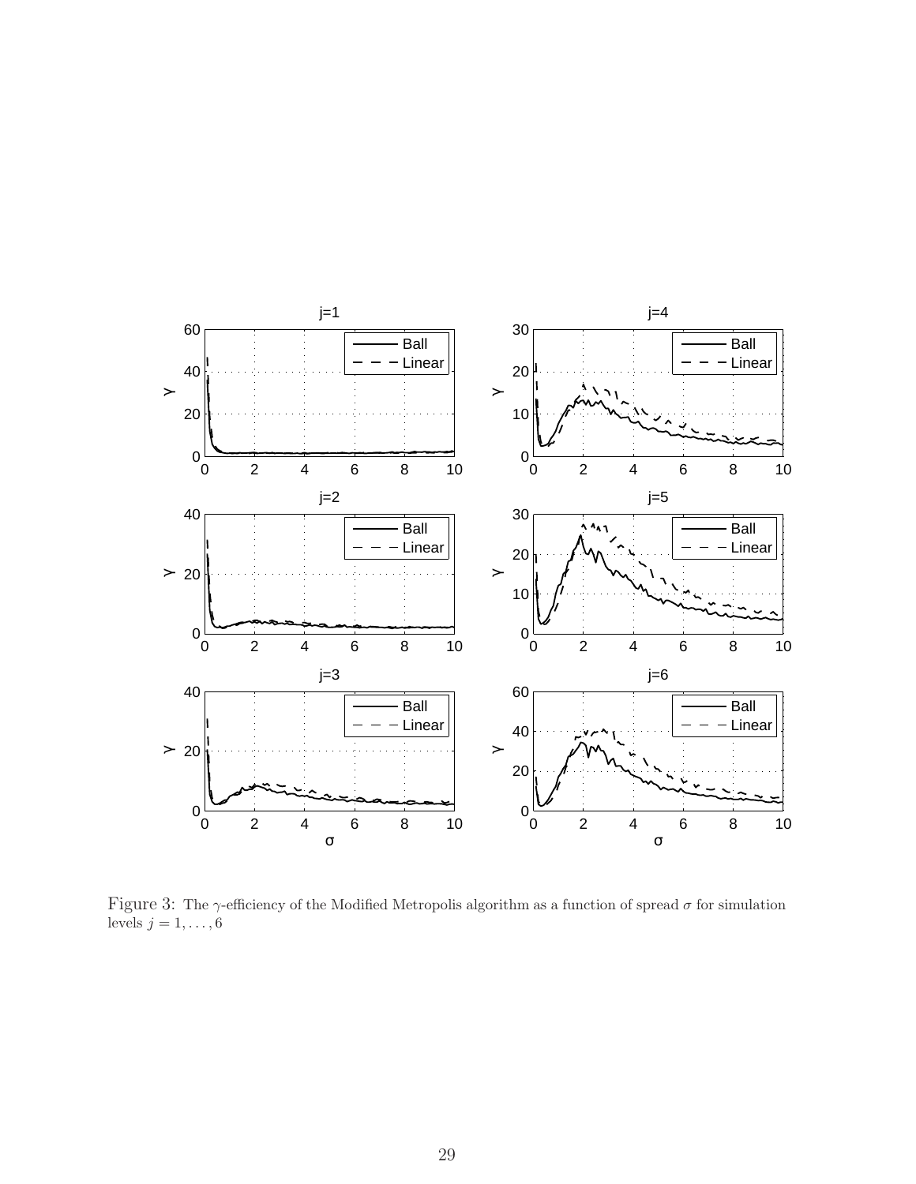Figure 3: The $\gamma$-efficiency of the Modified Metropolis algorithm as a function of spread $\sigma$ for simulation levels $j = 1, \ldots, 6$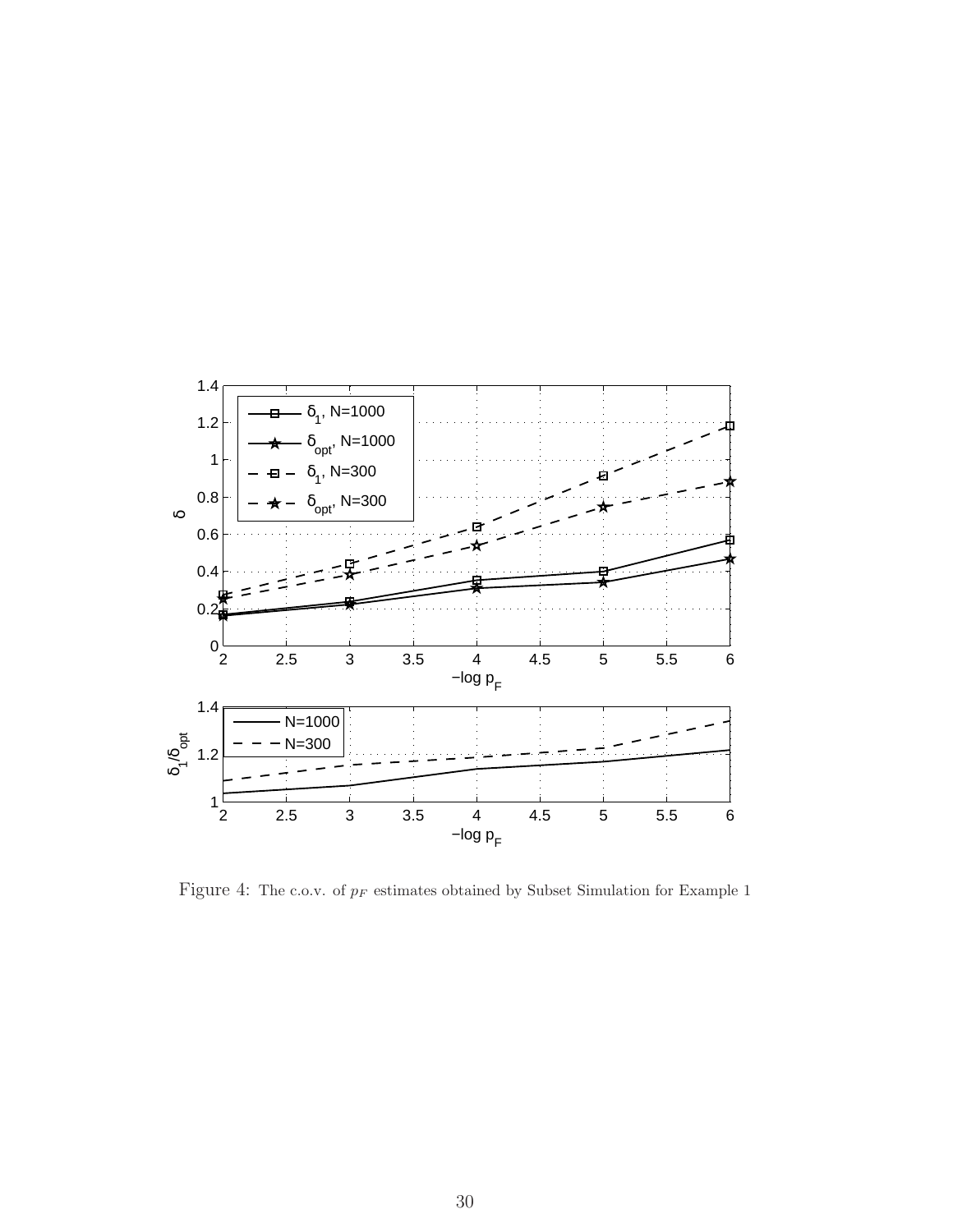Figure 4: The c.o.v. of $p_F$ estimates obtained by Subset Simulation for Example 1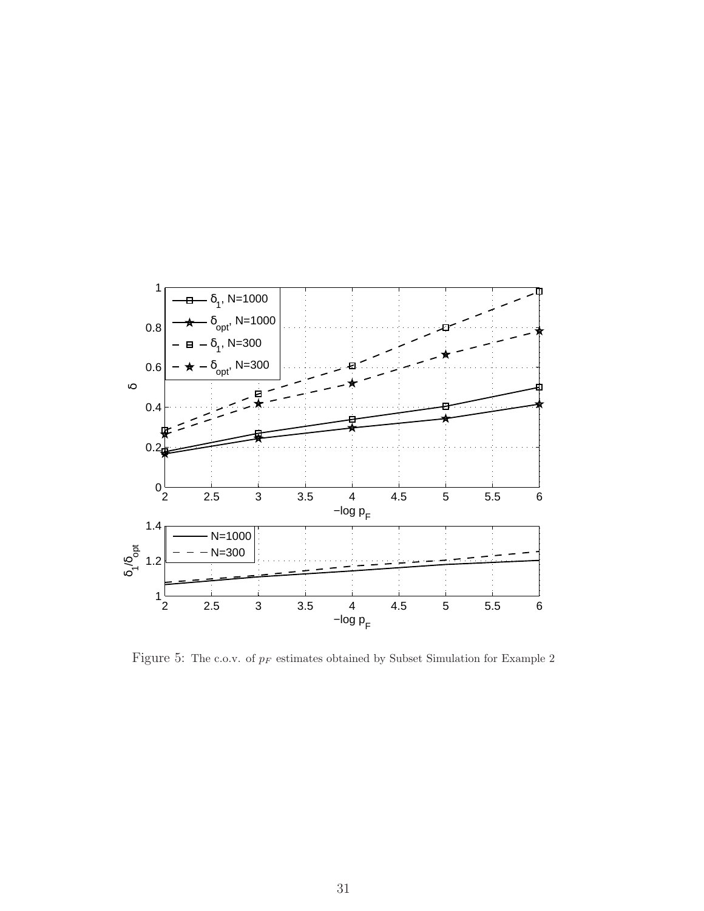Figure 5: The c.o.v. of $p_F$ estimates obtained by Subset Simulation for Example 2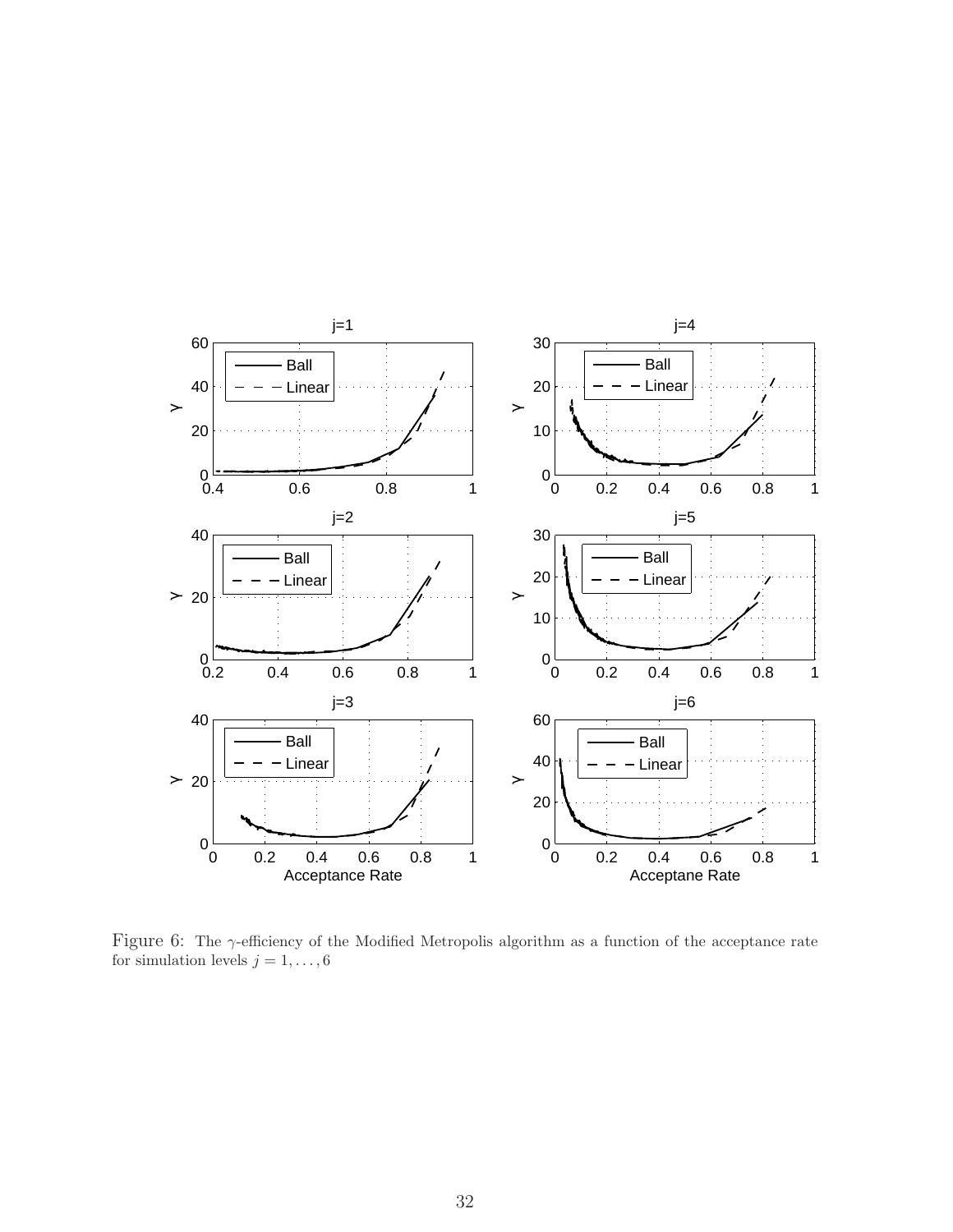Figure 6: The $\gamma$-efficiency of the Modified Metropolis algorithm as a function of the acceptance rate for simulation levels $j = 1, \ldots, 6$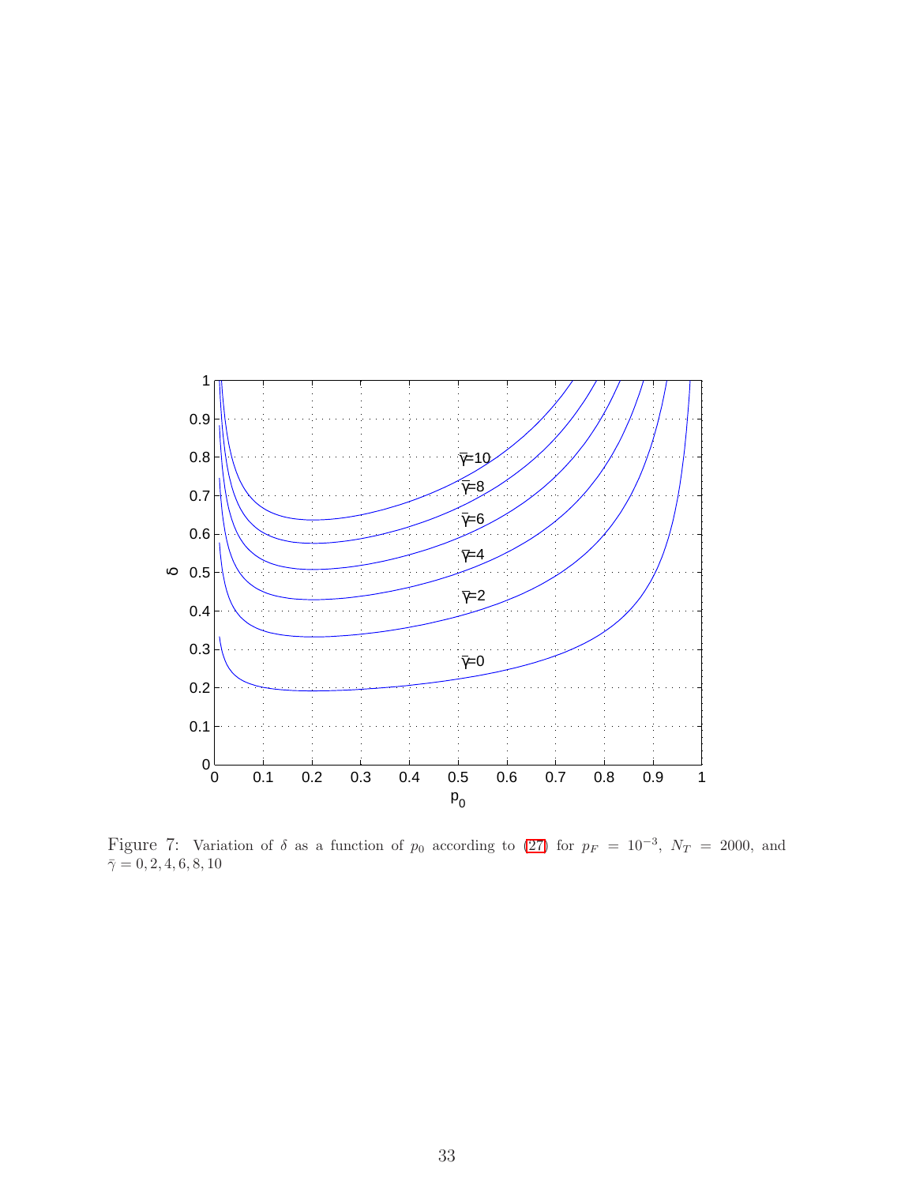Figure 7: Variation of $\delta$ as a function of $p_0$ according to (27) for $p_F = 10^{-3}$, $N_T = 2000$, and $\bar{\gamma} = 0, 2, 4, 6, 8, 10$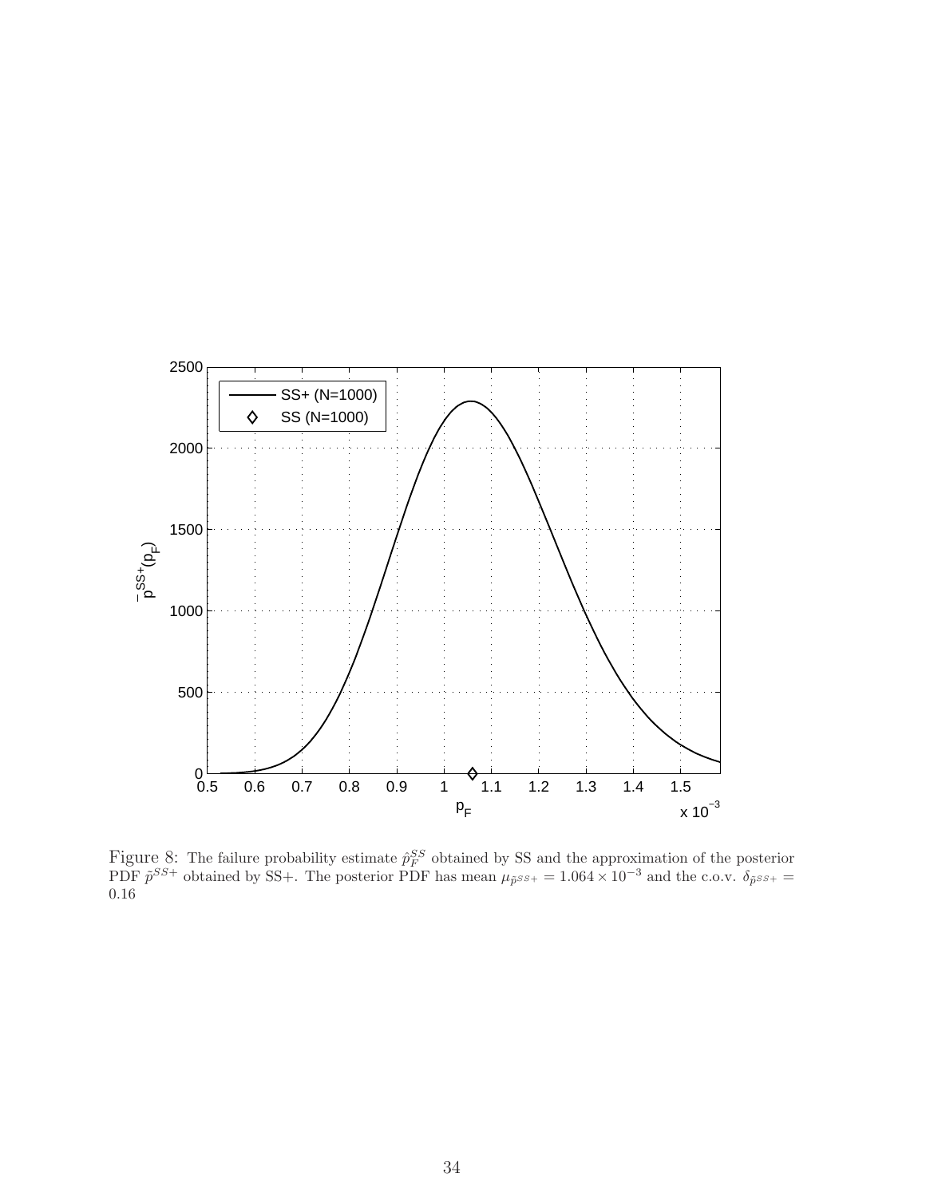Figure 8: The failure probability estimate $\hat{p}_F^{SS}$ obtained by SS and the approximation of the posterior PDF $\tilde{p}^{SS+}$ obtained by SS+. The posterior PDF has mean $\mu_{\tilde{p}^{SS+}} = 1.064 \times 10^{-3}$ and the c.o.v. $\delta_{\tilde{p}^{SS+}} = 0.16$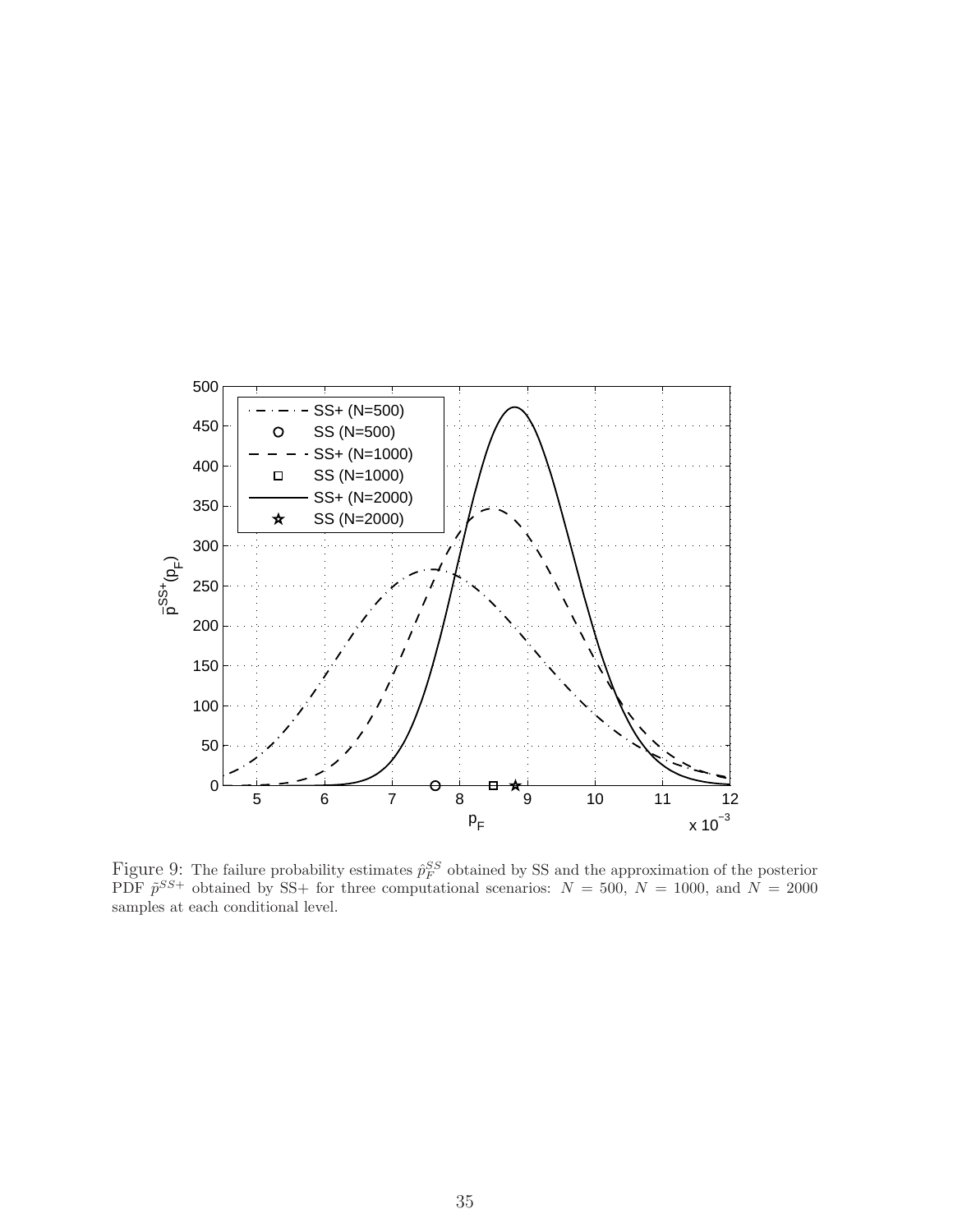500
450
400
350
300
250
200
150
100
50
0

$\tilde{p}^{SS+}(p_F)$

5 6 7 8 9 10 11 12

$p_F$

x $10^{-3}$

SS+ (N=500)
SS (N=500)
SS+ (N=1000)
SS (N=1000)
SS+ (N=2000)
SS (N=2000)

Figure 9: The failure probability estimates $\hat{p}_F^{SS}$ obtained by SS and the approximation of the posterior PDF $\tilde{p}^{SS+}$ obtained by SS+ for three computational scenarios: $N = 500$, $N = 1000$, and $N = 2000$ samples at each conditional level.